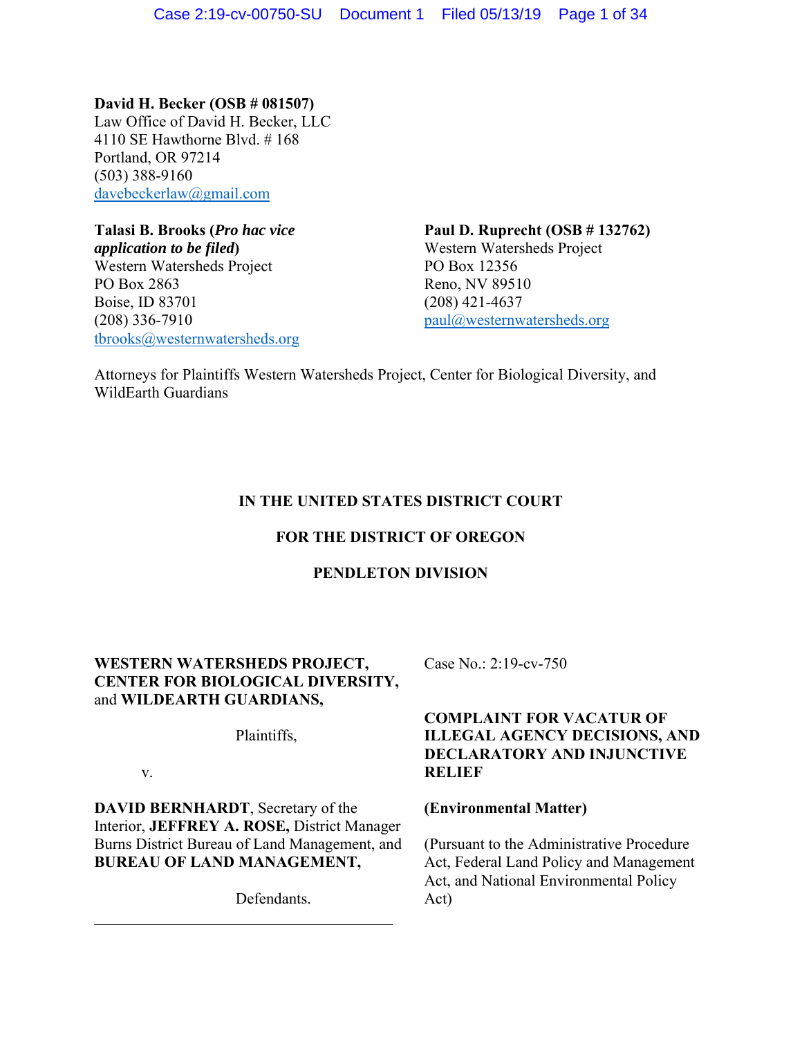**David H. Becker (OSB # 081507)**
Law Office of David H. Becker, LLC
4110 SE Hawthorne Blvd. # 168
Portland, OR 97214
(503) 388-9160
davebeckerlaw@gmail.com

**Talasi B. Brooks (*Pro hac vice application to be filed*)**
Western Watersheds Project
PO Box 2863
Boise, ID 83701
(208) 336-7910
tbrooks@westernwatersheds.org

**Paul D. Ruprecht (OSB # 132762)**
Western Watersheds Project
PO Box 12356
Reno, NV 89510
(208) 421-4637
paul@westernwatersheds.org

Attorneys for Plaintiffs Western Watersheds Project, Center for Biological Diversity, and WildEarth Guardians

**IN THE UNITED STATES DISTRICT COURT**

**FOR THE DISTRICT OF OREGON**

**PENDLETON DIVISION**

**WESTERN WATERSHEDS PROJECT, CENTER FOR BIOLOGICAL DIVERSITY,** and **WILDEARTH GUARDIANS,**

Plaintiffs,

v.

**DAVID BERNHARDT**, Secretary of the Interior, **JEFFREY A. ROSE,** District Manager Burns District Bureau of Land Management, and **BUREAU OF LAND MANAGEMENT,**

Defendants.

Case No.: 2:19-cv-750

**COMPLAINT FOR VACATUR OF ILLEGAL AGENCY DECISIONS, AND DECLARATORY AND INJUNCTIVE RELIEF**

**(Environmental Matter)**

(Pursuant to the Administrative Procedure Act, Federal Land Policy and Management Act, and National Environmental Policy Act)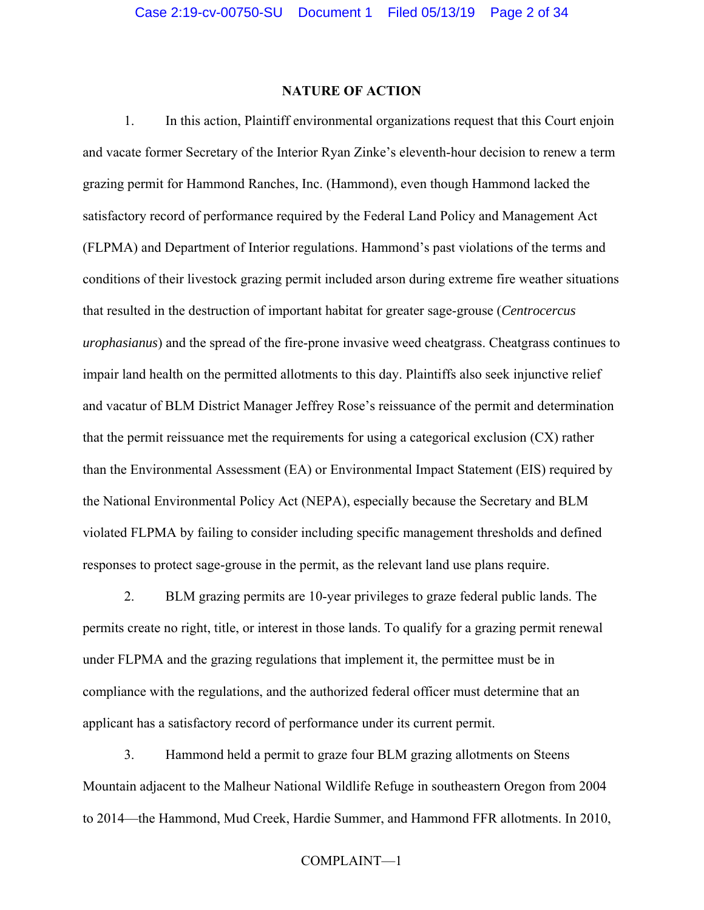## NATURE OF ACTION

1. In this action, Plaintiff environmental organizations request that this Court enjoin and vacate former Secretary of the Interior Ryan Zinke's eleventh-hour decision to renew a term grazing permit for Hammond Ranches, Inc. (Hammond), even though Hammond lacked the satisfactory record of performance required by the Federal Land Policy and Management Act (FLPMA) and Department of Interior regulations. Hammond's past violations of the terms and conditions of their livestock grazing permit included arson during extreme fire weather situations that resulted in the destruction of important habitat for greater sage-grouse (*Centrocercus urophasianus*) and the spread of the fire-prone invasive weed cheatgrass. Cheatgrass continues to impair land health on the permitted allotments to this day. Plaintiffs also seek injunctive relief and vacatur of BLM District Manager Jeffrey Rose's reissuance of the permit and determination that the permit reissuance met the requirements for using a categorical exclusion (CX) rather than the Environmental Assessment (EA) or Environmental Impact Statement (EIS) required by the National Environmental Policy Act (NEPA), especially because the Secretary and BLM violated FLPMA by failing to consider including specific management thresholds and defined responses to protect sage-grouse in the permit, as the relevant land use plans require.

2. BLM grazing permits are 10-year privileges to graze federal public lands. The permits create no right, title, or interest in those lands. To qualify for a grazing permit renewal under FLPMA and the grazing regulations that implement it, the permittee must be in compliance with the regulations, and the authorized federal officer must determine that an applicant has a satisfactory record of performance under its current permit.

3. Hammond held a permit to graze four BLM grazing allotments on Steens Mountain adjacent to the Malheur National Wildlife Refuge in southeastern Oregon from 2004 to 2014—the Hammond, Mud Creek, Hardie Summer, and Hammond FFR allotments. In 2010,

COMPLAINT—1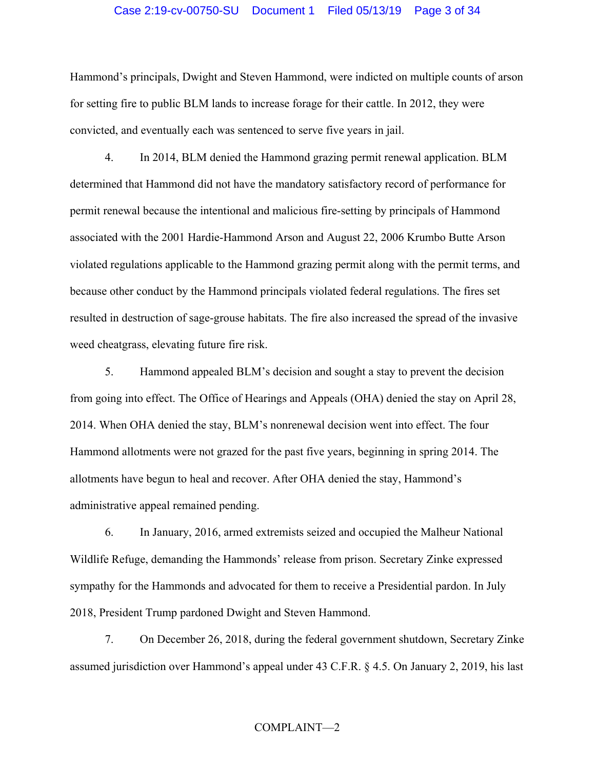Hammond's principals, Dwight and Steven Hammond, were indicted on multiple counts of arson for setting fire to public BLM lands to increase forage for their cattle. In 2012, they were convicted, and eventually each was sentenced to serve five years in jail.

4. In 2014, BLM denied the Hammond grazing permit renewal application. BLM determined that Hammond did not have the mandatory satisfactory record of performance for permit renewal because the intentional and malicious fire-setting by principals of Hammond associated with the 2001 Hardie-Hammond Arson and August 22, 2006 Krumbo Butte Arson violated regulations applicable to the Hammond grazing permit along with the permit terms, and because other conduct by the Hammond principals violated federal regulations. The fires set resulted in destruction of sage-grouse habitats. The fire also increased the spread of the invasive weed cheatgrass, elevating future fire risk.

5. Hammond appealed BLM's decision and sought a stay to prevent the decision from going into effect. The Office of Hearings and Appeals (OHA) denied the stay on April 28, 2014. When OHA denied the stay, BLM's nonrenewal decision went into effect. The four Hammond allotments were not grazed for the past five years, beginning in spring 2014. The allotments have begun to heal and recover. After OHA denied the stay, Hammond's administrative appeal remained pending.

6. In January, 2016, armed extremists seized and occupied the Malheur National Wildlife Refuge, demanding the Hammonds' release from prison. Secretary Zinke expressed sympathy for the Hammonds and advocated for them to receive a Presidential pardon. In July 2018, President Trump pardoned Dwight and Steven Hammond.

7. On December 26, 2018, during the federal government shutdown, Secretary Zinke assumed jurisdiction over Hammond's appeal under 43 C.F.R. § 4.5. On January 2, 2019, his last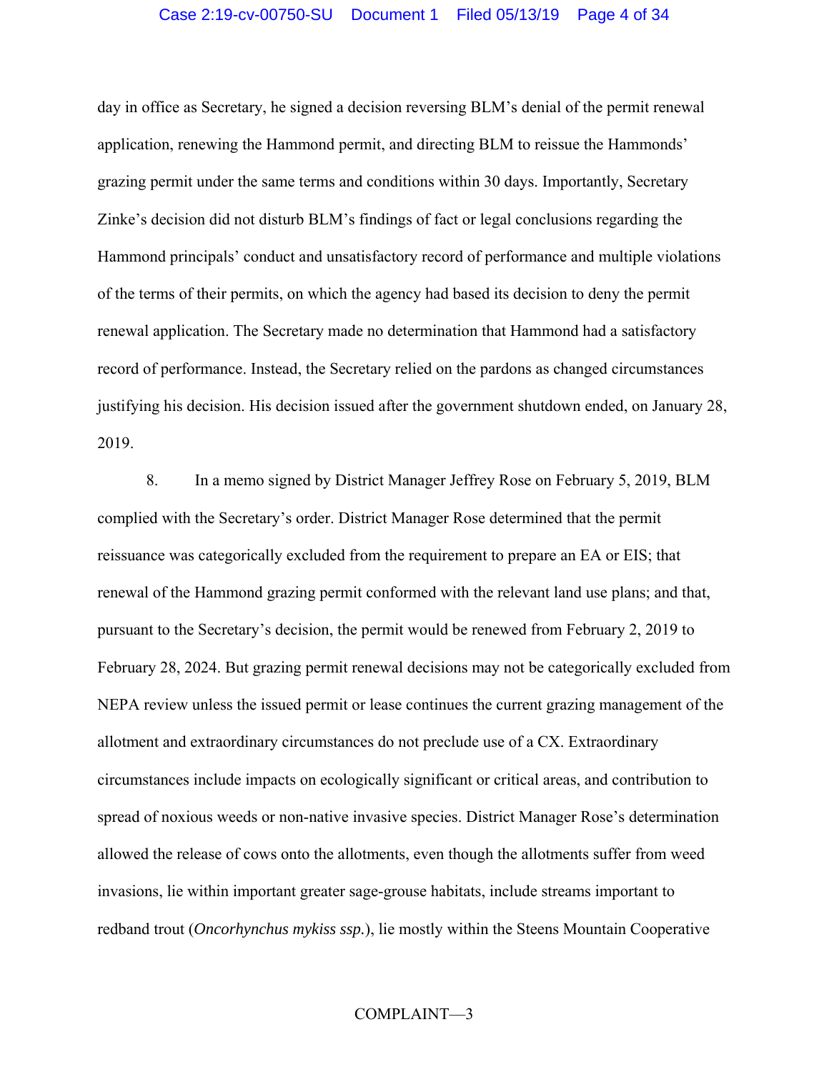day in office as Secretary, he signed a decision reversing BLM's denial of the permit renewal application, renewing the Hammond permit, and directing BLM to reissue the Hammonds' grazing permit under the same terms and conditions within 30 days. Importantly, Secretary Zinke's decision did not disturb BLM's findings of fact or legal conclusions regarding the Hammond principals' conduct and unsatisfactory record of performance and multiple violations of the terms of their permits, on which the agency had based its decision to deny the permit renewal application. The Secretary made no determination that Hammond had a satisfactory record of performance. Instead, the Secretary relied on the pardons as changed circumstances justifying his decision. His decision issued after the government shutdown ended, on January 28, 2019.

8. In a memo signed by District Manager Jeffrey Rose on February 5, 2019, BLM complied with the Secretary's order. District Manager Rose determined that the permit reissuance was categorically excluded from the requirement to prepare an EA or EIS; that renewal of the Hammond grazing permit conformed with the relevant land use plans; and that, pursuant to the Secretary's decision, the permit would be renewed from February 2, 2019 to February 28, 2024. But grazing permit renewal decisions may not be categorically excluded from NEPA review unless the issued permit or lease continues the current grazing management of the allotment and extraordinary circumstances do not preclude use of a CX. Extraordinary circumstances include impacts on ecologically significant or critical areas, and contribution to spread of noxious weeds or non-native invasive species. District Manager Rose's determination allowed the release of cows onto the allotments, even though the allotments suffer from weed invasions, lie within important greater sage-grouse habitats, include streams important to redband trout (*Oncorhynchus mykiss ssp.*), lie mostly within the Steens Mountain Cooperative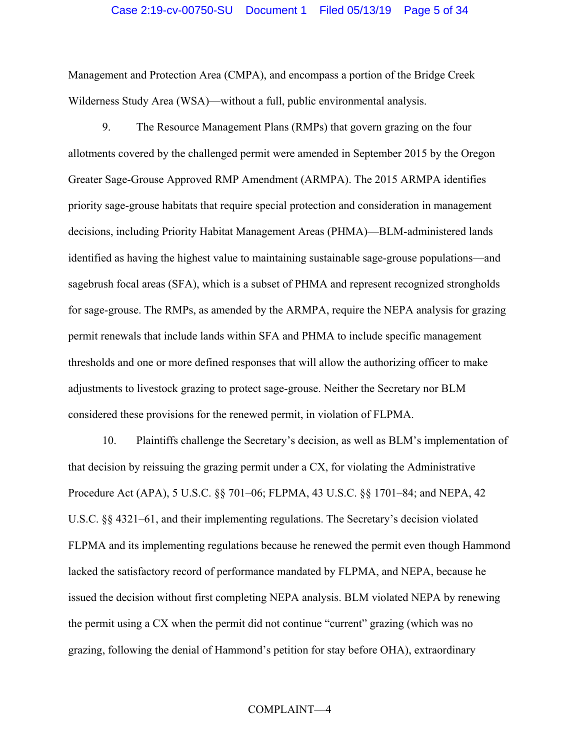Management and Protection Area (CMPA), and encompass a portion of the Bridge Creek Wilderness Study Area (WSA)—without a full, public environmental analysis.

9. The Resource Management Plans (RMPs) that govern grazing on the four allotments covered by the challenged permit were amended in September 2015 by the Oregon Greater Sage-Grouse Approved RMP Amendment (ARMPA). The 2015 ARMPA identifies priority sage-grouse habitats that require special protection and consideration in management decisions, including Priority Habitat Management Areas (PHMA)—BLM-administered lands identified as having the highest value to maintaining sustainable sage-grouse populations—and sagebrush focal areas (SFA), which is a subset of PHMA and represent recognized strongholds for sage-grouse. The RMPs, as amended by the ARMPA, require the NEPA analysis for grazing permit renewals that include lands within SFA and PHMA to include specific management thresholds and one or more defined responses that will allow the authorizing officer to make adjustments to livestock grazing to protect sage-grouse. Neither the Secretary nor BLM considered these provisions for the renewed permit, in violation of FLPMA.

10. Plaintiffs challenge the Secretary's decision, as well as BLM's implementation of that decision by reissuing the grazing permit under a CX, for violating the Administrative Procedure Act (APA), 5 U.S.C. §§ 701–06; FLPMA, 43 U.S.C. §§ 1701–84; and NEPA, 42 U.S.C. §§ 4321–61, and their implementing regulations. The Secretary's decision violated FLPMA and its implementing regulations because he renewed the permit even though Hammond lacked the satisfactory record of performance mandated by FLPMA, and NEPA, because he issued the decision without first completing NEPA analysis. BLM violated NEPA by renewing the permit using a CX when the permit did not continue "current" grazing (which was no grazing, following the denial of Hammond's petition for stay before OHA), extraordinary

COMPLAINT—4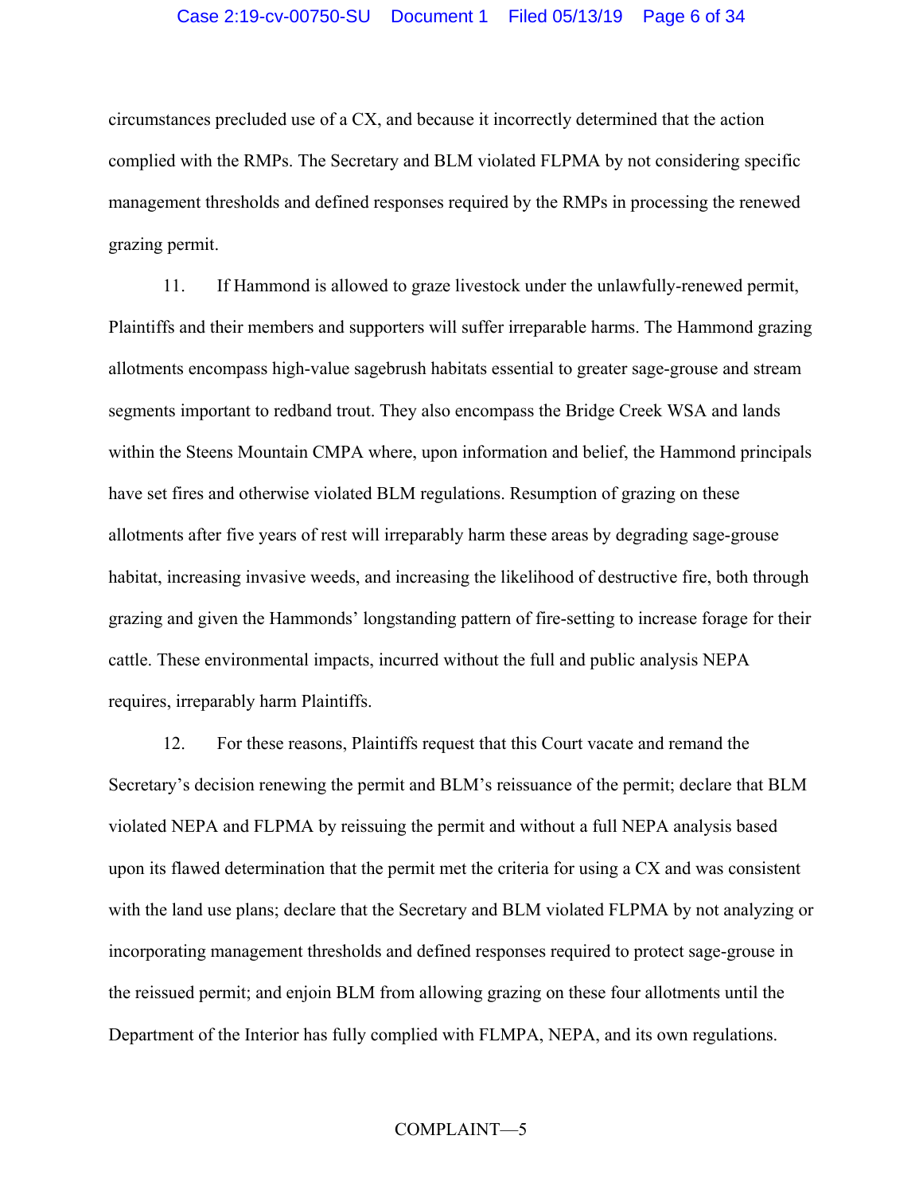circumstances precluded use of a CX, and because it incorrectly determined that the action complied with the RMPs. The Secretary and BLM violated FLPMA by not considering specific management thresholds and defined responses required by the RMPs in processing the renewed grazing permit.

11. If Hammond is allowed to graze livestock under the unlawfully-renewed permit, Plaintiffs and their members and supporters will suffer irreparable harms. The Hammond grazing allotments encompass high-value sagebrush habitats essential to greater sage-grouse and stream segments important to redband trout. They also encompass the Bridge Creek WSA and lands within the Steens Mountain CMPA where, upon information and belief, the Hammond principals have set fires and otherwise violated BLM regulations. Resumption of grazing on these allotments after five years of rest will irreparably harm these areas by degrading sage-grouse habitat, increasing invasive weeds, and increasing the likelihood of destructive fire, both through grazing and given the Hammonds' longstanding pattern of fire-setting to increase forage for their cattle. These environmental impacts, incurred without the full and public analysis NEPA requires, irreparably harm Plaintiffs.

12. For these reasons, Plaintiffs request that this Court vacate and remand the Secretary's decision renewing the permit and BLM's reissuance of the permit; declare that BLM violated NEPA and FLPMA by reissuing the permit and without a full NEPA analysis based upon its flawed determination that the permit met the criteria for using a CX and was consistent with the land use plans; declare that the Secretary and BLM violated FLPMA by not analyzing or incorporating management thresholds and defined responses required to protect sage-grouse in the reissued permit; and enjoin BLM from allowing grazing on these four allotments until the Department of the Interior has fully complied with FLMPA, NEPA, and its own regulations.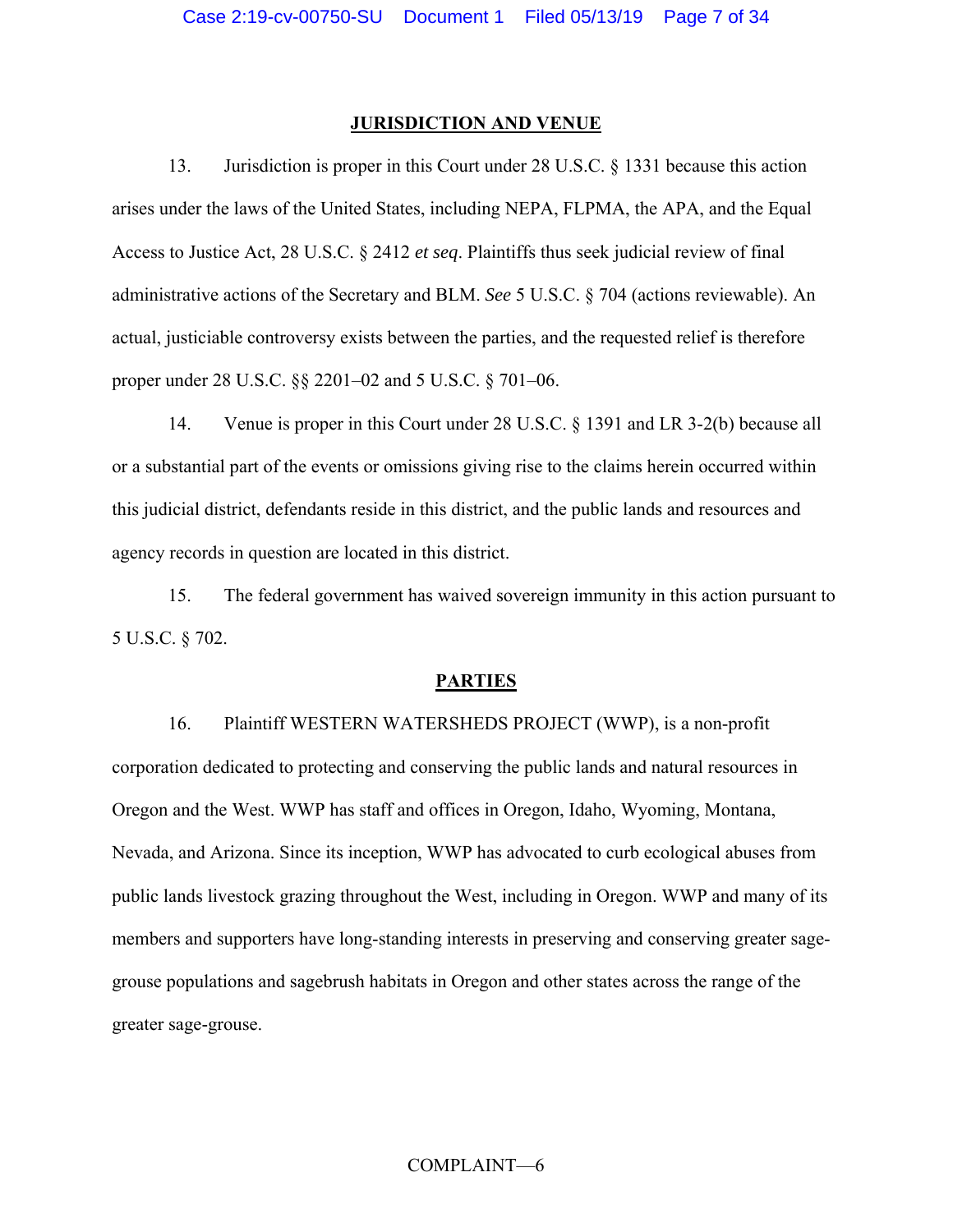## JURISDICTION AND VENUE

13. Jurisdiction is proper in this Court under 28 U.S.C. § 1331 because this action arises under the laws of the United States, including NEPA, FLPMA, the APA, and the Equal Access to Justice Act, 28 U.S.C. § 2412 *et seq*. Plaintiffs thus seek judicial review of final administrative actions of the Secretary and BLM. *See* 5 U.S.C. § 704 (actions reviewable). An actual, justiciable controversy exists between the parties, and the requested relief is therefore proper under 28 U.S.C. §§ 2201–02 and 5 U.S.C. § 701–06.

14. Venue is proper in this Court under 28 U.S.C. § 1391 and LR 3-2(b) because all or a substantial part of the events or omissions giving rise to the claims herein occurred within this judicial district, defendants reside in this district, and the public lands and resources and agency records in question are located in this district.

15. The federal government has waived sovereign immunity in this action pursuant to 5 U.S.C. § 702.

## PARTIES

16. Plaintiff WESTERN WATERSHEDS PROJECT (WWP), is a non-profit corporation dedicated to protecting and conserving the public lands and natural resources in Oregon and the West. WWP has staff and offices in Oregon, Idaho, Wyoming, Montana, Nevada, and Arizona. Since its inception, WWP has advocated to curb ecological abuses from public lands livestock grazing throughout the West, including in Oregon. WWP and many of its members and supporters have long-standing interests in preserving and conserving greater sage-grouse populations and sagebrush habitats in Oregon and other states across the range of the greater sage-grouse.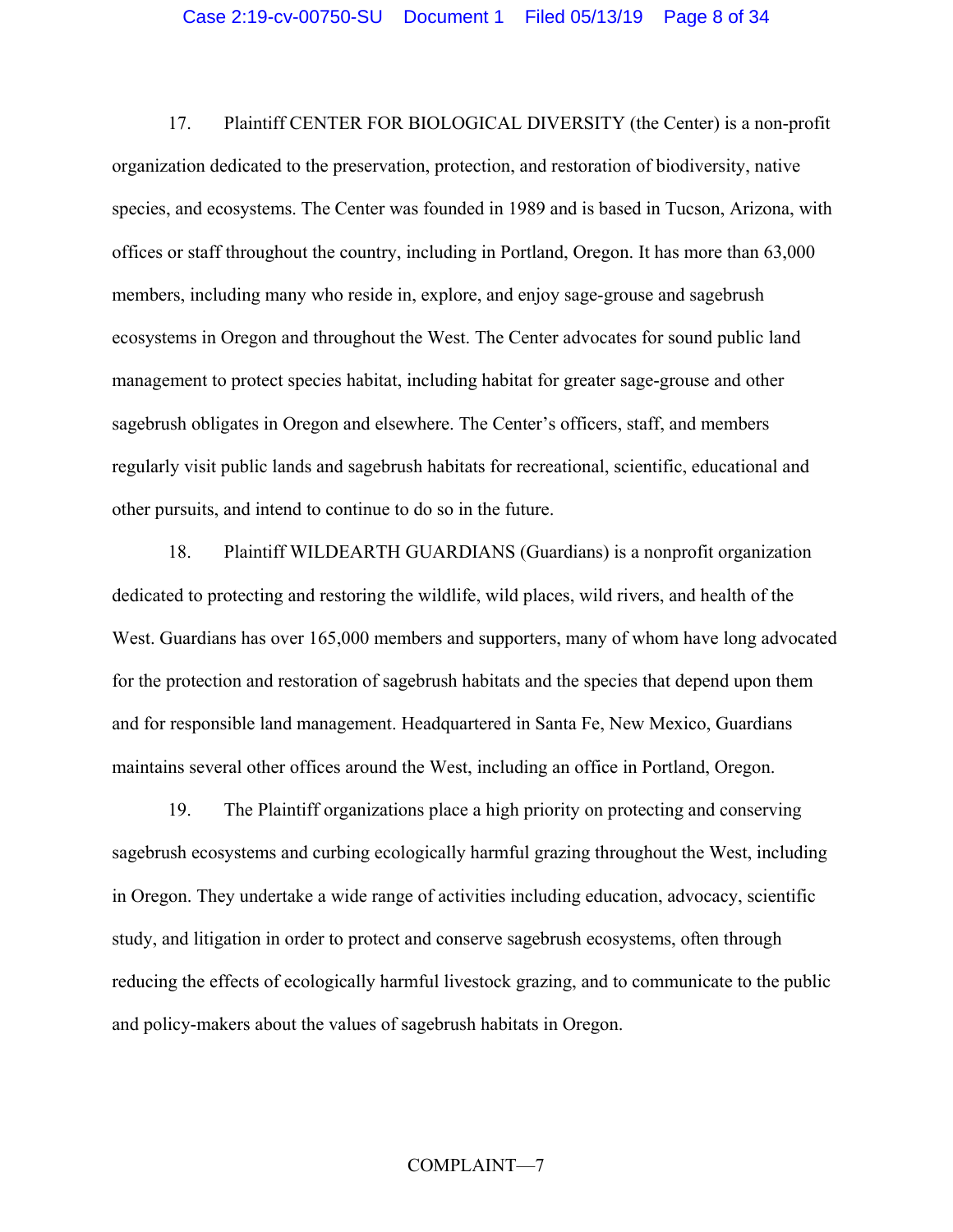17. Plaintiff CENTER FOR BIOLOGICAL DIVERSITY (the Center) is a non-profit organization dedicated to the preservation, protection, and restoration of biodiversity, native species, and ecosystems. The Center was founded in 1989 and is based in Tucson, Arizona, with offices or staff throughout the country, including in Portland, Oregon. It has more than 63,000 members, including many who reside in, explore, and enjoy sage-grouse and sagebrush ecosystems in Oregon and throughout the West. The Center advocates for sound public land management to protect species habitat, including habitat for greater sage-grouse and other sagebrush obligates in Oregon and elsewhere. The Center's officers, staff, and members regularly visit public lands and sagebrush habitats for recreational, scientific, educational and other pursuits, and intend to continue to do so in the future.

18. Plaintiff WILDEARTH GUARDIANS (Guardians) is a nonprofit organization dedicated to protecting and restoring the wildlife, wild places, wild rivers, and health of the West. Guardians has over 165,000 members and supporters, many of whom have long advocated for the protection and restoration of sagebrush habitats and the species that depend upon them and for responsible land management. Headquartered in Santa Fe, New Mexico, Guardians maintains several other offices around the West, including an office in Portland, Oregon.

19. The Plaintiff organizations place a high priority on protecting and conserving sagebrush ecosystems and curbing ecologically harmful grazing throughout the West, including in Oregon. They undertake a wide range of activities including education, advocacy, scientific study, and litigation in order to protect and conserve sagebrush ecosystems, often through reducing the effects of ecologically harmful livestock grazing, and to communicate to the public and policy-makers about the values of sagebrush habitats in Oregon.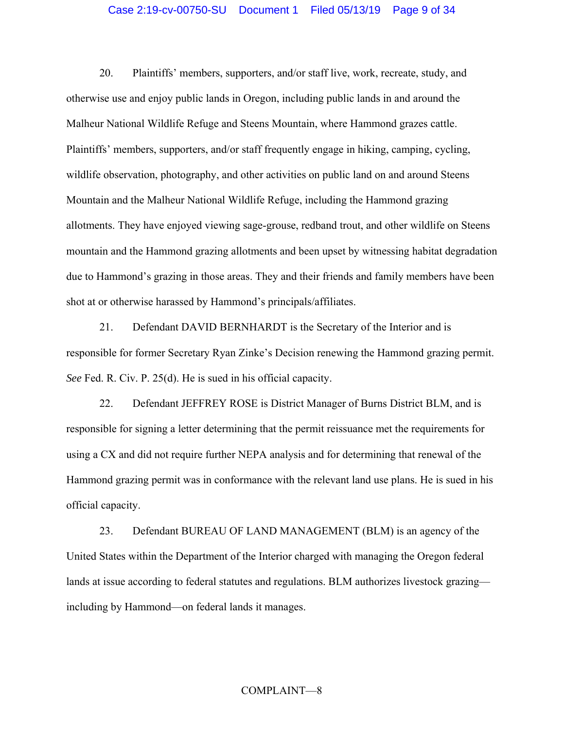20. Plaintiffs' members, supporters, and/or staff live, work, recreate, study, and otherwise use and enjoy public lands in Oregon, including public lands in and around the Malheur National Wildlife Refuge and Steens Mountain, where Hammond grazes cattle. Plaintiffs' members, supporters, and/or staff frequently engage in hiking, camping, cycling, wildlife observation, photography, and other activities on public land on and around Steens Mountain and the Malheur National Wildlife Refuge, including the Hammond grazing allotments. They have enjoyed viewing sage-grouse, redband trout, and other wildlife on Steens mountain and the Hammond grazing allotments and been upset by witnessing habitat degradation due to Hammond's grazing in those areas. They and their friends and family members have been shot at or otherwise harassed by Hammond's principals/affiliates.

21. Defendant DAVID BERNHARDT is the Secretary of the Interior and is responsible for former Secretary Ryan Zinke's Decision renewing the Hammond grazing permit. *See* Fed. R. Civ. P. 25(d). He is sued in his official capacity.

22. Defendant JEFFREY ROSE is District Manager of Burns District BLM, and is responsible for signing a letter determining that the permit reissuance met the requirements for using a CX and did not require further NEPA analysis and for determining that renewal of the Hammond grazing permit was in conformance with the relevant land use plans. He is sued in his official capacity.

23. Defendant BUREAU OF LAND MANAGEMENT (BLM) is an agency of the United States within the Department of the Interior charged with managing the Oregon federal lands at issue according to federal statutes and regulations. BLM authorizes livestock grazing—including by Hammond—on federal lands it manages.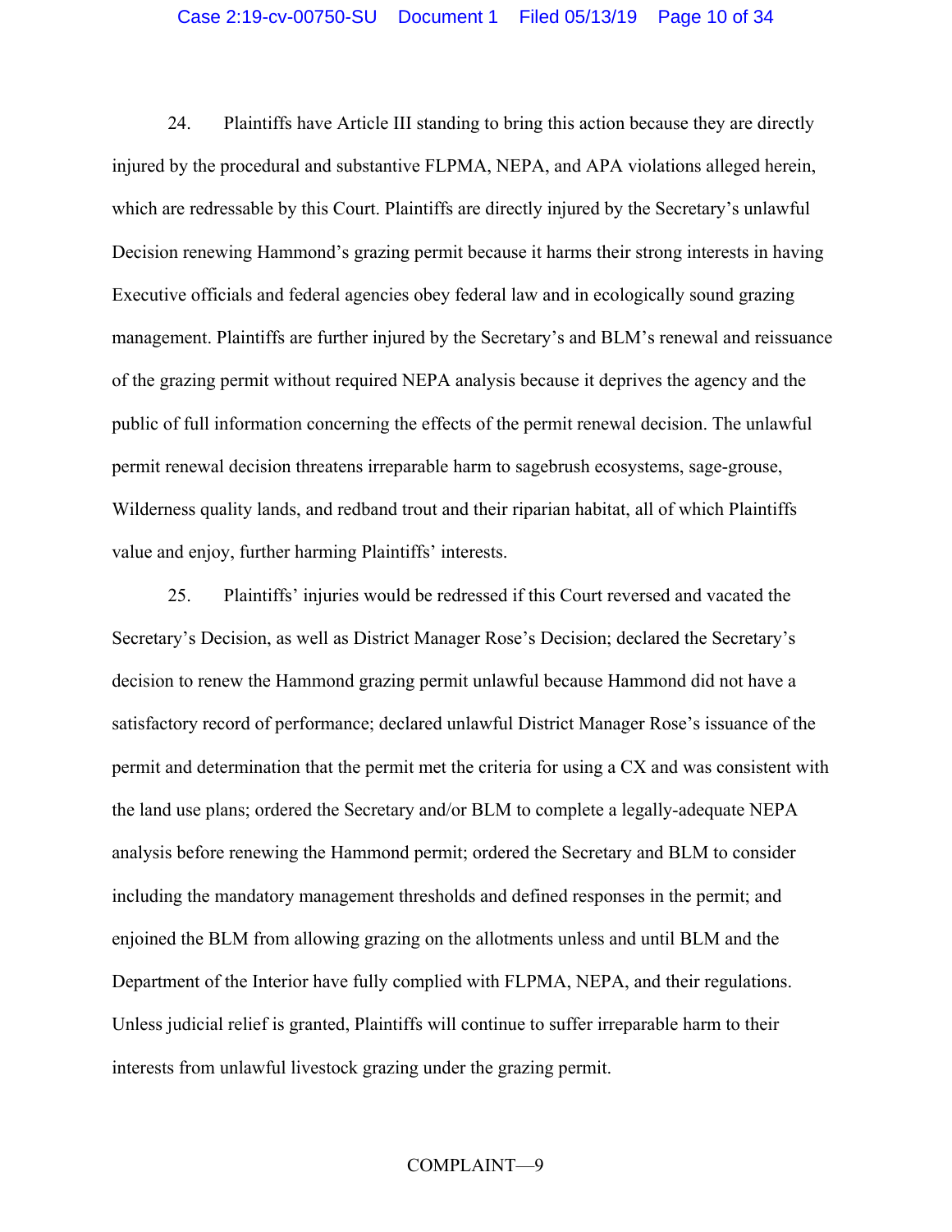24. Plaintiffs have Article III standing to bring this action because they are directly injured by the procedural and substantive FLPMA, NEPA, and APA violations alleged herein, which are redressable by this Court. Plaintiffs are directly injured by the Secretary's unlawful Decision renewing Hammond's grazing permit because it harms their strong interests in having Executive officials and federal agencies obey federal law and in ecologically sound grazing management. Plaintiffs are further injured by the Secretary's and BLM's renewal and reissuance of the grazing permit without required NEPA analysis because it deprives the agency and the public of full information concerning the effects of the permit renewal decision. The unlawful permit renewal decision threatens irreparable harm to sagebrush ecosystems, sage-grouse, Wilderness quality lands, and redband trout and their riparian habitat, all of which Plaintiffs value and enjoy, further harming Plaintiffs' interests.

25. Plaintiffs' injuries would be redressed if this Court reversed and vacated the Secretary's Decision, as well as District Manager Rose's Decision; declared the Secretary's decision to renew the Hammond grazing permit unlawful because Hammond did not have a satisfactory record of performance; declared unlawful District Manager Rose's issuance of the permit and determination that the permit met the criteria for using a CX and was consistent with the land use plans; ordered the Secretary and/or BLM to complete a legally-adequate NEPA analysis before renewing the Hammond permit; ordered the Secretary and BLM to consider including the mandatory management thresholds and defined responses in the permit; and enjoined the BLM from allowing grazing on the allotments unless and until BLM and the Department of the Interior have fully complied with FLPMA, NEPA, and their regulations. Unless judicial relief is granted, Plaintiffs will continue to suffer irreparable harm to their interests from unlawful livestock grazing under the grazing permit.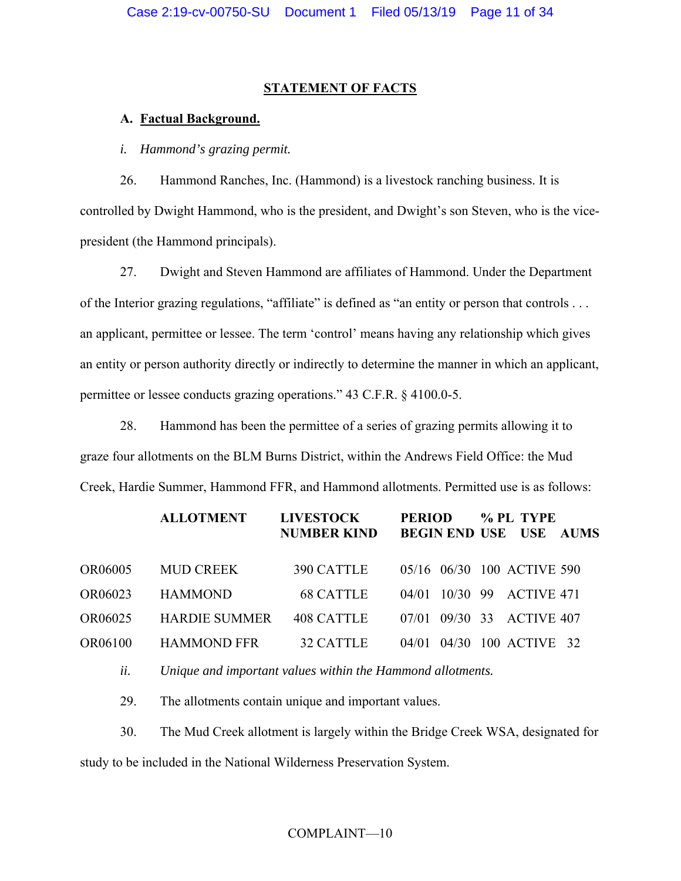## STATEMENT OF FACTS

**A. Factual Background.**

*i. Hammond's grazing permit.*

26. Hammond Ranches, Inc. (Hammond) is a livestock ranching business. It is controlled by Dwight Hammond, who is the president, and Dwight's son Steven, who is the vice-president (the Hammond principals).

27. Dwight and Steven Hammond are affiliates of Hammond. Under the Department of the Interior grazing regulations, "affiliate" is defined as "an entity or person that controls . . . an applicant, permittee or lessee. The term 'control' means having any relationship which gives an entity or person authority directly or indirectly to determine the manner in which an applicant, permittee or lessee conducts grazing operations." 43 C.F.R. § 4100.0-5.

28. Hammond has been the permittee of a series of grazing permits allowing it to graze four allotments on the BLM Burns District, within the Andrews Field Office: the Mud Creek, Hardie Summer, Hammond FFR, and Hammond allotments. Permitted use is as follows:

| | ALLOTMENT | LIVESTOCK NUMBER KIND | PERIOD BEGIN | END | % PL USE | TYPE USE | AUMS |
|---|---|---|---|---|---|---|---|
| OR06005 | MUD CREEK | 390 CATTLE | 05/16 | 06/30 | 100 | ACTIVE | 590 |
| OR06023 | HAMMOND | 68 CATTLE | 04/01 | 10/30 | 99 | ACTIVE | 471 |
| OR06025 | HARDIE SUMMER | 408 CATTLE | 07/01 | 09/30 | 33 | ACTIVE | 407 |
| OR06100 | HAMMOND FFR | 32 CATTLE | 04/01 | 04/30 | 100 | ACTIVE | 32 |

*ii. Unique and important values within the Hammond allotments.*

29. The allotments contain unique and important values.

30. The Mud Creek allotment is largely within the Bridge Creek WSA, designated for study to be included in the National Wilderness Preservation System.

COMPLAINT—10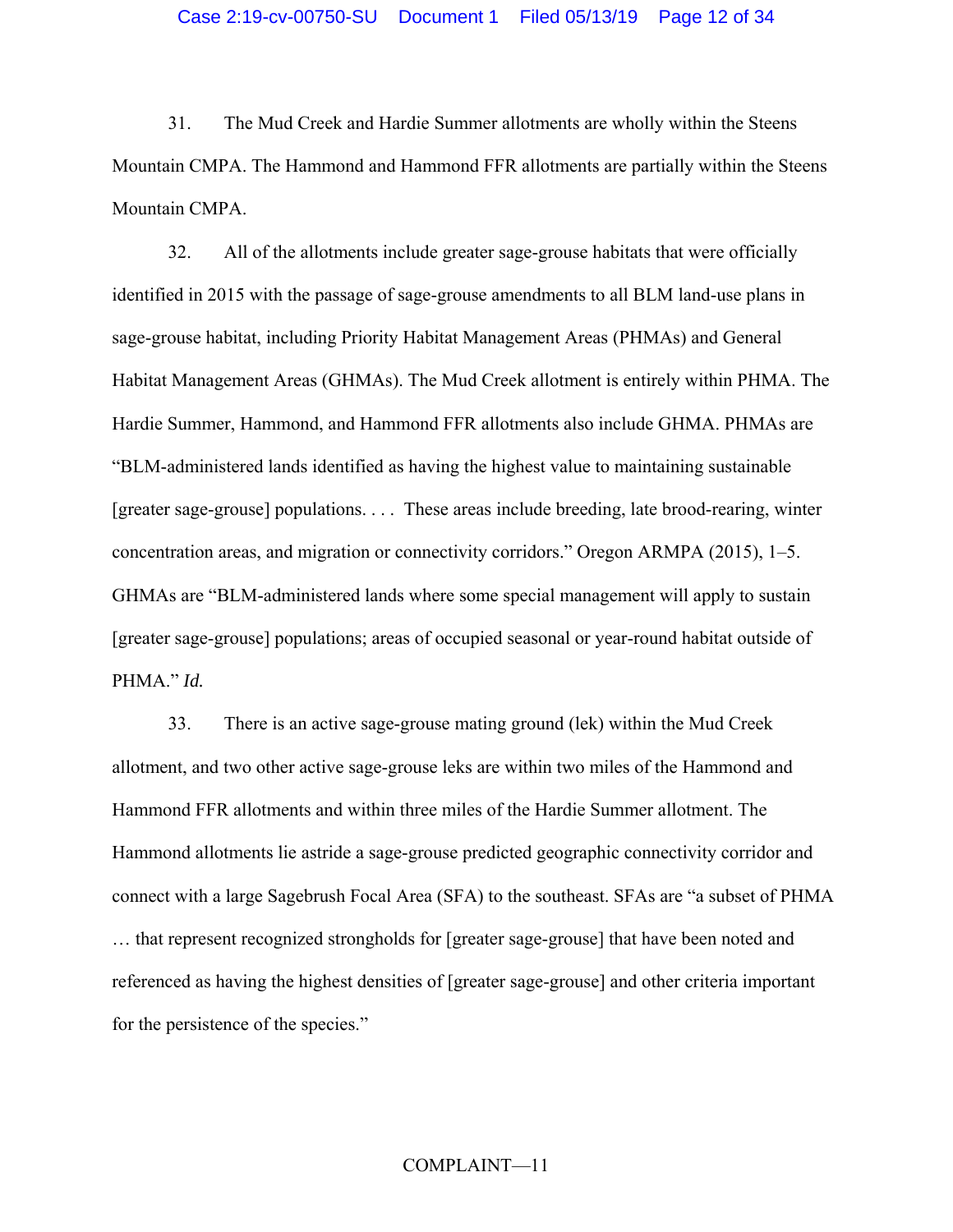31. The Mud Creek and Hardie Summer allotments are wholly within the Steens Mountain CMPA. The Hammond and Hammond FFR allotments are partially within the Steens Mountain CMPA.

32. All of the allotments include greater sage-grouse habitats that were officially identified in 2015 with the passage of sage-grouse amendments to all BLM land-use plans in sage-grouse habitat, including Priority Habitat Management Areas (PHMAs) and General Habitat Management Areas (GHMAs). The Mud Creek allotment is entirely within PHMA. The Hardie Summer, Hammond, and Hammond FFR allotments also include GHMA. PHMAs are "BLM-administered lands identified as having the highest value to maintaining sustainable [greater sage-grouse] populations. . . . These areas include breeding, late brood-rearing, winter concentration areas, and migration or connectivity corridors." Oregon ARMPA (2015), 1–5. GHMAs are "BLM-administered lands where some special management will apply to sustain [greater sage-grouse] populations; areas of occupied seasonal or year-round habitat outside of PHMA." *Id.*

33. There is an active sage-grouse mating ground (lek) within the Mud Creek allotment, and two other active sage-grouse leks are within two miles of the Hammond and Hammond FFR allotments and within three miles of the Hardie Summer allotment. The Hammond allotments lie astride a sage-grouse predicted geographic connectivity corridor and connect with a large Sagebrush Focal Area (SFA) to the southeast. SFAs are "a subset of PHMA … that represent recognized strongholds for [greater sage-grouse] that have been noted and referenced as having the highest densities of [greater sage-grouse] and other criteria important for the persistence of the species."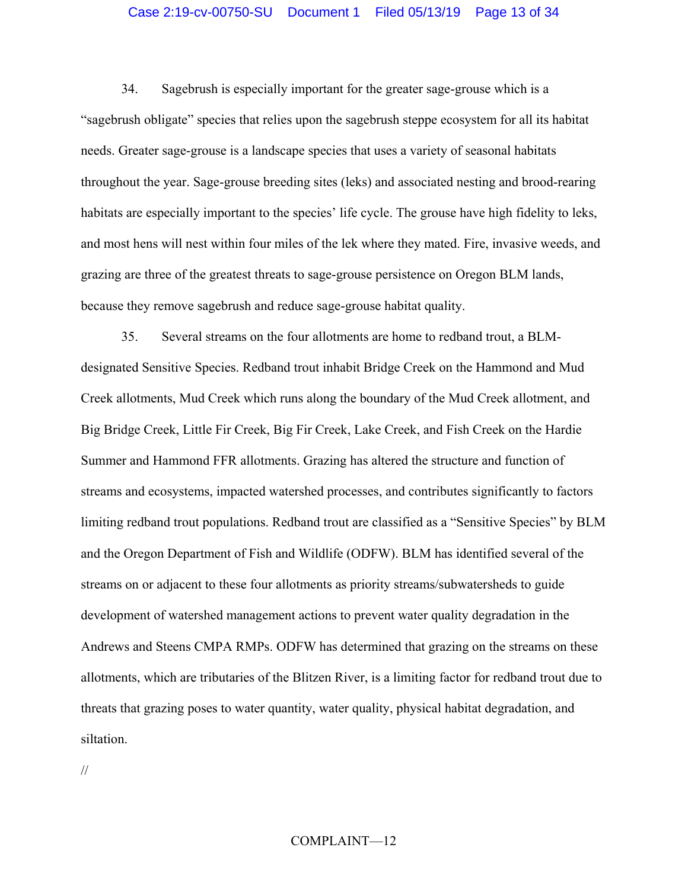34. Sagebrush is especially important for the greater sage-grouse which is a "sagebrush obligate" species that relies upon the sagebrush steppe ecosystem for all its habitat needs. Greater sage-grouse is a landscape species that uses a variety of seasonal habitats throughout the year. Sage-grouse breeding sites (leks) and associated nesting and brood-rearing habitats are especially important to the species' life cycle. The grouse have high fidelity to leks, and most hens will nest within four miles of the lek where they mated. Fire, invasive weeds, and grazing are three of the greatest threats to sage-grouse persistence on Oregon BLM lands, because they remove sagebrush and reduce sage-grouse habitat quality.

35. Several streams on the four allotments are home to redband trout, a BLM-designated Sensitive Species. Redband trout inhabit Bridge Creek on the Hammond and Mud Creek allotments, Mud Creek which runs along the boundary of the Mud Creek allotment, and Big Bridge Creek, Little Fir Creek, Big Fir Creek, Lake Creek, and Fish Creek on the Hardie Summer and Hammond FFR allotments. Grazing has altered the structure and function of streams and ecosystems, impacted watershed processes, and contributes significantly to factors limiting redband trout populations. Redband trout are classified as a "Sensitive Species" by BLM and the Oregon Department of Fish and Wildlife (ODFW). BLM has identified several of the streams on or adjacent to these four allotments as priority streams/subwatersheds to guide development of watershed management actions to prevent water quality degradation in the Andrews and Steens CMPA RMPs. ODFW has determined that grazing on the streams on these allotments, which are tributaries of the Blitzen River, is a limiting factor for redband trout due to threats that grazing poses to water quantity, water quality, physical habitat degradation, and siltation.

//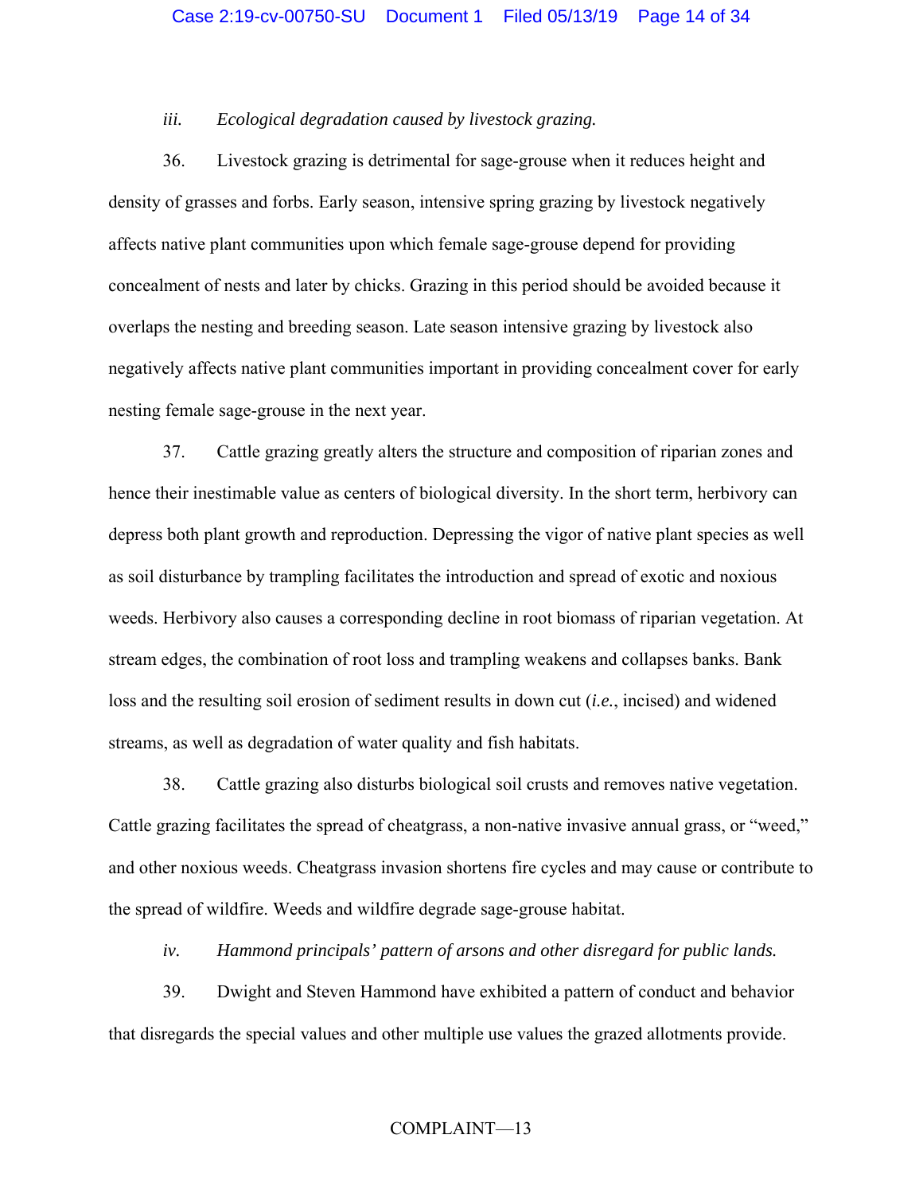*iii. Ecological degradation caused by livestock grazing.*

36. Livestock grazing is detrimental for sage-grouse when it reduces height and density of grasses and forbs. Early season, intensive spring grazing by livestock negatively affects native plant communities upon which female sage-grouse depend for providing concealment of nests and later by chicks. Grazing in this period should be avoided because it overlaps the nesting and breeding season. Late season intensive grazing by livestock also negatively affects native plant communities important in providing concealment cover for early nesting female sage-grouse in the next year.

37. Cattle grazing greatly alters the structure and composition of riparian zones and hence their inestimable value as centers of biological diversity. In the short term, herbivory can depress both plant growth and reproduction. Depressing the vigor of native plant species as well as soil disturbance by trampling facilitates the introduction and spread of exotic and noxious weeds. Herbivory also causes a corresponding decline in root biomass of riparian vegetation. At stream edges, the combination of root loss and trampling weakens and collapses banks. Bank loss and the resulting soil erosion of sediment results in down cut (*i.e.*, incised) and widened streams, as well as degradation of water quality and fish habitats.

38. Cattle grazing also disturbs biological soil crusts and removes native vegetation. Cattle grazing facilitates the spread of cheatgrass, a non-native invasive annual grass, or "weed," and other noxious weeds. Cheatgrass invasion shortens fire cycles and may cause or contribute to the spread of wildfire. Weeds and wildfire degrade sage-grouse habitat.

*iv. Hammond principals' pattern of arsons and other disregard for public lands.*

39. Dwight and Steven Hammond have exhibited a pattern of conduct and behavior that disregards the special values and other multiple use values the grazed allotments provide.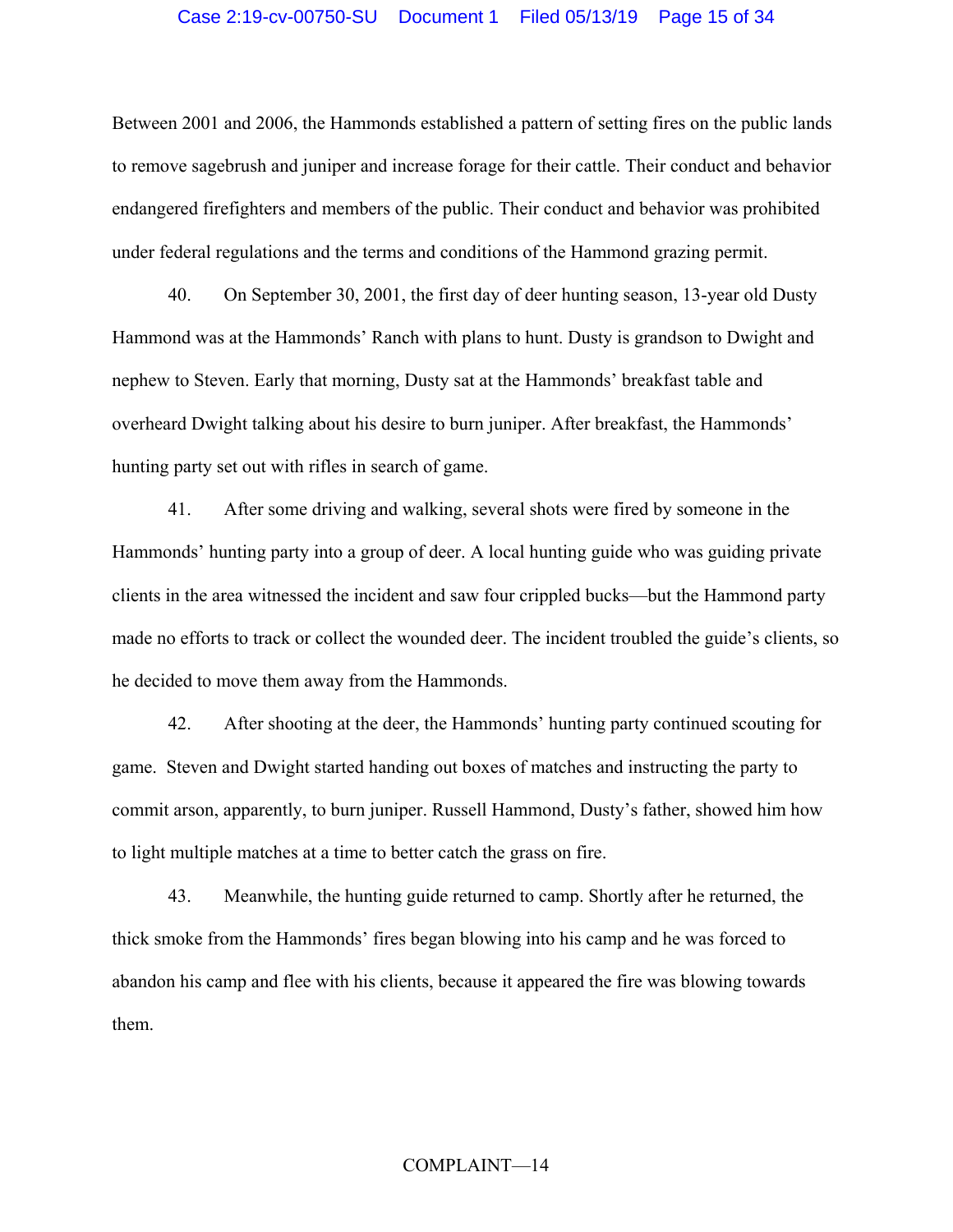Between 2001 and 2006, the Hammonds established a pattern of setting fires on the public lands to remove sagebrush and juniper and increase forage for their cattle. Their conduct and behavior endangered firefighters and members of the public. Their conduct and behavior was prohibited under federal regulations and the terms and conditions of the Hammond grazing permit.

40. On September 30, 2001, the first day of deer hunting season, 13-year old Dusty Hammond was at the Hammonds' Ranch with plans to hunt. Dusty is grandson to Dwight and nephew to Steven. Early that morning, Dusty sat at the Hammonds' breakfast table and overheard Dwight talking about his desire to burn juniper. After breakfast, the Hammonds' hunting party set out with rifles in search of game.

41. After some driving and walking, several shots were fired by someone in the Hammonds' hunting party into a group of deer. A local hunting guide who was guiding private clients in the area witnessed the incident and saw four crippled bucks—but the Hammond party made no efforts to track or collect the wounded deer. The incident troubled the guide's clients, so he decided to move them away from the Hammonds.

42. After shooting at the deer, the Hammonds' hunting party continued scouting for game. Steven and Dwight started handing out boxes of matches and instructing the party to commit arson, apparently, to burn juniper. Russell Hammond, Dusty's father, showed him how to light multiple matches at a time to better catch the grass on fire.

43. Meanwhile, the hunting guide returned to camp. Shortly after he returned, the thick smoke from the Hammonds' fires began blowing into his camp and he was forced to abandon his camp and flee with his clients, because it appeared the fire was blowing towards them.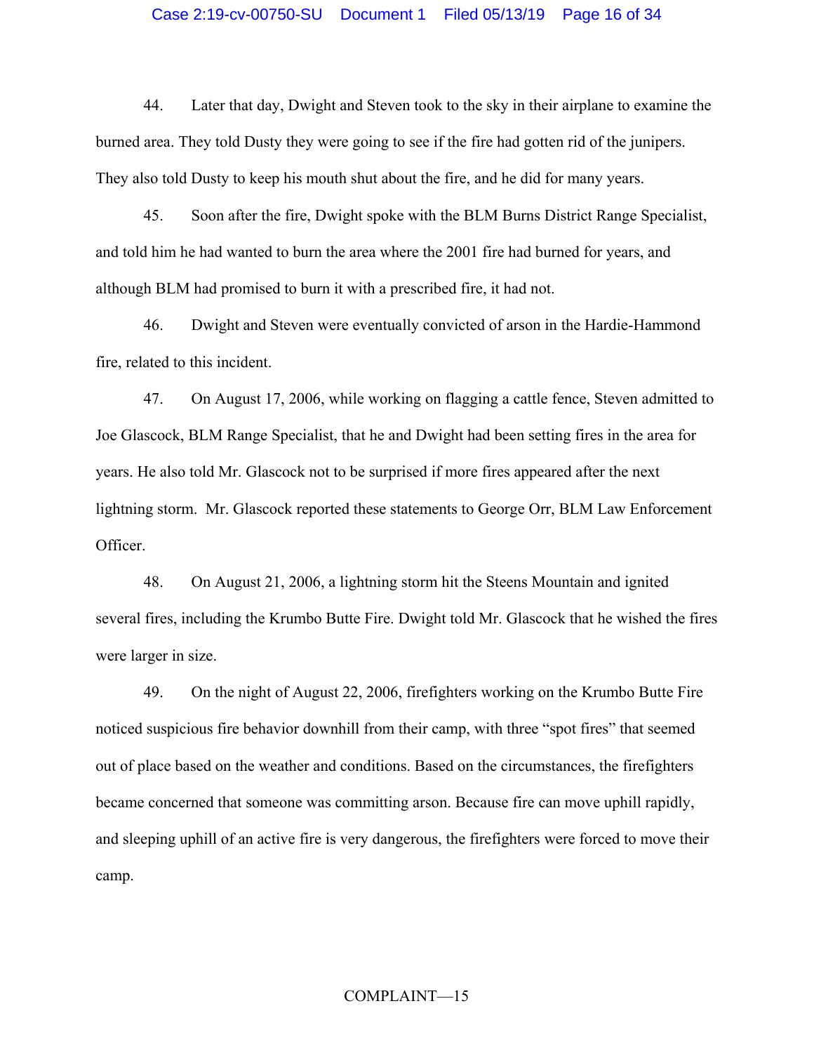44. Later that day, Dwight and Steven took to the sky in their airplane to examine the burned area. They told Dusty they were going to see if the fire had gotten rid of the junipers. They also told Dusty to keep his mouth shut about the fire, and he did for many years.

45. Soon after the fire, Dwight spoke with the BLM Burns District Range Specialist, and told him he had wanted to burn the area where the 2001 fire had burned for years, and although BLM had promised to burn it with a prescribed fire, it had not.

46. Dwight and Steven were eventually convicted of arson in the Hardie-Hammond fire, related to this incident.

47. On August 17, 2006, while working on flagging a cattle fence, Steven admitted to Joe Glascock, BLM Range Specialist, that he and Dwight had been setting fires in the area for years. He also told Mr. Glascock not to be surprised if more fires appeared after the next lightning storm. Mr. Glascock reported these statements to George Orr, BLM Law Enforcement Officer.

48. On August 21, 2006, a lightning storm hit the Steens Mountain and ignited several fires, including the Krumbo Butte Fire. Dwight told Mr. Glascock that he wished the fires were larger in size.

49. On the night of August 22, 2006, firefighters working on the Krumbo Butte Fire noticed suspicious fire behavior downhill from their camp, with three "spot fires" that seemed out of place based on the weather and conditions. Based on the circumstances, the firefighters became concerned that someone was committing arson. Because fire can move uphill rapidly, and sleeping uphill of an active fire is very dangerous, the firefighters were forced to move their camp.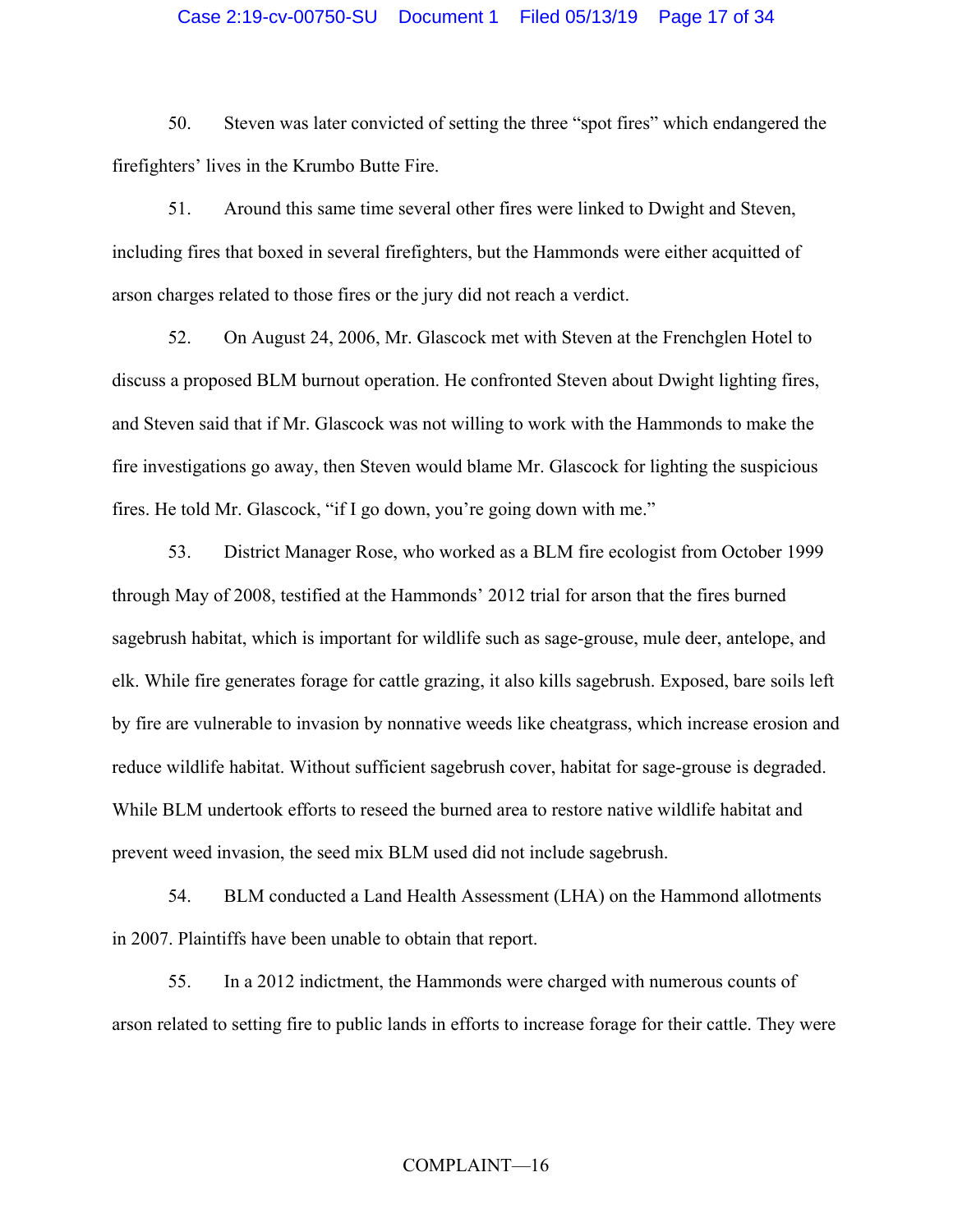50. Steven was later convicted of setting the three "spot fires" which endangered the firefighters' lives in the Krumbo Butte Fire.

51. Around this same time several other fires were linked to Dwight and Steven, including fires that boxed in several firefighters, but the Hammonds were either acquitted of arson charges related to those fires or the jury did not reach a verdict.

52. On August 24, 2006, Mr. Glascock met with Steven at the Frenchglen Hotel to discuss a proposed BLM burnout operation. He confronted Steven about Dwight lighting fires, and Steven said that if Mr. Glascock was not willing to work with the Hammonds to make the fire investigations go away, then Steven would blame Mr. Glascock for lighting the suspicious fires. He told Mr. Glascock, "if I go down, you're going down with me."

53. District Manager Rose, who worked as a BLM fire ecologist from October 1999 through May of 2008, testified at the Hammonds' 2012 trial for arson that the fires burned sagebrush habitat, which is important for wildlife such as sage-grouse, mule deer, antelope, and elk. While fire generates forage for cattle grazing, it also kills sagebrush. Exposed, bare soils left by fire are vulnerable to invasion by nonnative weeds like cheatgrass, which increase erosion and reduce wildlife habitat. Without sufficient sagebrush cover, habitat for sage-grouse is degraded. While BLM undertook efforts to reseed the burned area to restore native wildlife habitat and prevent weed invasion, the seed mix BLM used did not include sagebrush.

54. BLM conducted a Land Health Assessment (LHA) on the Hammond allotments in 2007. Plaintiffs have been unable to obtain that report.

55. In a 2012 indictment, the Hammonds were charged with numerous counts of arson related to setting fire to public lands in efforts to increase forage for their cattle. They were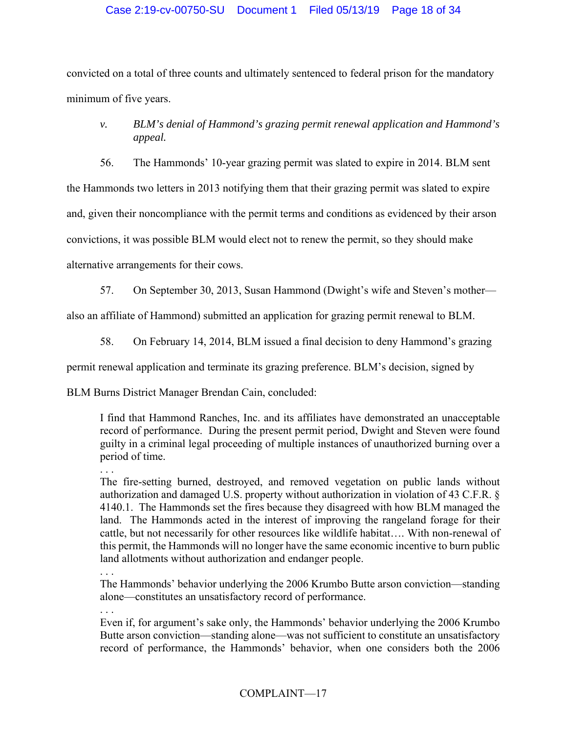convicted on a total of three counts and ultimately sentenced to federal prison for the mandatory minimum of five years.

*v. BLM's denial of Hammond's grazing permit renewal application and Hammond's appeal.*

56. The Hammonds' 10-year grazing permit was slated to expire in 2014. BLM sent the Hammonds two letters in 2013 notifying them that their grazing permit was slated to expire and, given their noncompliance with the permit terms and conditions as evidenced by their arson convictions, it was possible BLM would elect not to renew the permit, so they should make alternative arrangements for their cows.

57. On September 30, 2013, Susan Hammond (Dwight's wife and Steven's mother—also an affiliate of Hammond) submitted an application for grazing permit renewal to BLM.

58. On February 14, 2014, BLM issued a final decision to deny Hammond's grazing permit renewal application and terminate its grazing preference. BLM's decision, signed by BLM Burns District Manager Brendan Cain, concluded:

> I find that Hammond Ranches, Inc. and its affiliates have demonstrated an unacceptable record of performance. During the present permit period, Dwight and Steven were found guilty in a criminal legal proceeding of multiple instances of unauthorized burning over a period of time.
>
> . . .
>
> The fire-setting burned, destroyed, and removed vegetation on public lands without authorization and damaged U.S. property without authorization in violation of 43 C.F.R. § 4140.1. The Hammonds set the fires because they disagreed with how BLM managed the land. The Hammonds acted in the interest of improving the rangeland forage for their cattle, but not necessarily for other resources like wildlife habitat…. With non-renewal of this permit, the Hammonds will no longer have the same economic incentive to burn public land allotments without authorization and endanger people.
>
> . . .
>
> The Hammonds' behavior underlying the 2006 Krumbo Butte arson conviction—standing alone—constitutes an unsatisfactory record of performance.
>
> . . .
>
> Even if, for argument's sake only, the Hammonds' behavior underlying the 2006 Krumbo Butte arson conviction—standing alone—was not sufficient to constitute an unsatisfactory record of performance, the Hammonds' behavior, when one considers both the 2006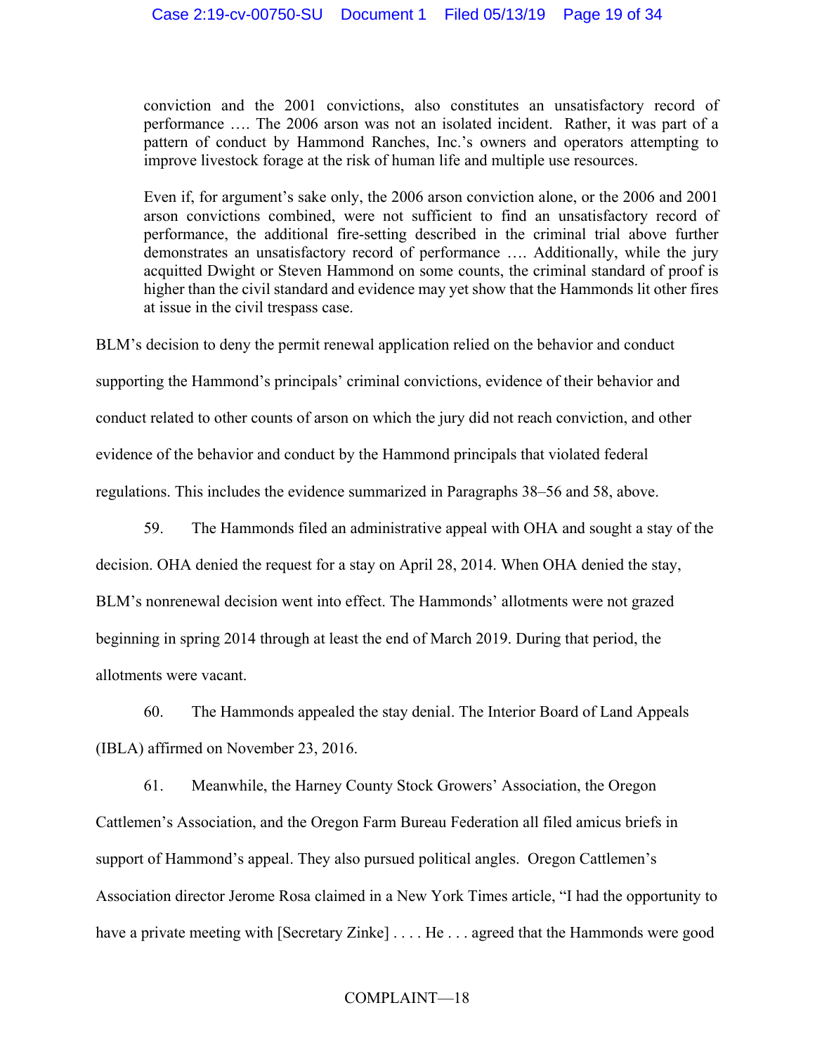> conviction and the 2001 convictions, also constitutes an unsatisfactory record of performance …. The 2006 arson was not an isolated incident. Rather, it was part of a pattern of conduct by Hammond Ranches, Inc.'s owners and operators attempting to improve livestock forage at the risk of human life and multiple use resources.
>
> Even if, for argument's sake only, the 2006 arson conviction alone, or the 2006 and 2001 arson convictions combined, were not sufficient to find an unsatisfactory record of performance, the additional fire-setting described in the criminal trial above further demonstrates an unsatisfactory record of performance …. Additionally, while the jury acquitted Dwight or Steven Hammond on some counts, the criminal standard of proof is higher than the civil standard and evidence may yet show that the Hammonds lit other fires at issue in the civil trespass case.

BLM's decision to deny the permit renewal application relied on the behavior and conduct supporting the Hammond's principals' criminal convictions, evidence of their behavior and conduct related to other counts of arson on which the jury did not reach conviction, and other evidence of the behavior and conduct by the Hammond principals that violated federal regulations. This includes the evidence summarized in Paragraphs 38–56 and 58, above.

59. The Hammonds filed an administrative appeal with OHA and sought a stay of the decision. OHA denied the request for a stay on April 28, 2014. When OHA denied the stay, BLM's nonrenewal decision went into effect. The Hammonds' allotments were not grazed beginning in spring 2014 through at least the end of March 2019. During that period, the allotments were vacant.

60. The Hammonds appealed the stay denial. The Interior Board of Land Appeals (IBLA) affirmed on November 23, 2016.

61. Meanwhile, the Harney County Stock Growers' Association, the Oregon Cattlemen's Association, and the Oregon Farm Bureau Federation all filed amicus briefs in support of Hammond's appeal. They also pursued political angles. Oregon Cattlemen's Association director Jerome Rosa claimed in a New York Times article, "I had the opportunity to have a private meeting with [Secretary Zinke] . . . . He . . . agreed that the Hammonds were good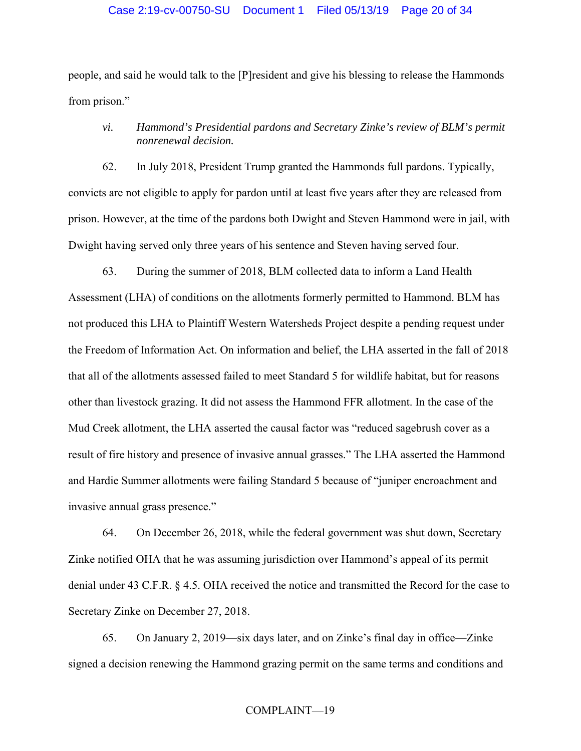people, and said he would talk to the [P]resident and give his blessing to release the Hammonds from prison."

*vi. Hammond's Presidential pardons and Secretary Zinke's review of BLM's permit nonrenewal decision.*

62. In July 2018, President Trump granted the Hammonds full pardons. Typically, convicts are not eligible to apply for pardon until at least five years after they are released from prison. However, at the time of the pardons both Dwight and Steven Hammond were in jail, with Dwight having served only three years of his sentence and Steven having served four.

63. During the summer of 2018, BLM collected data to inform a Land Health Assessment (LHA) of conditions on the allotments formerly permitted to Hammond. BLM has not produced this LHA to Plaintiff Western Watersheds Project despite a pending request under the Freedom of Information Act. On information and belief, the LHA asserted in the fall of 2018 that all of the allotments assessed failed to meet Standard 5 for wildlife habitat, but for reasons other than livestock grazing. It did not assess the Hammond FFR allotment. In the case of the Mud Creek allotment, the LHA asserted the causal factor was "reduced sagebrush cover as a result of fire history and presence of invasive annual grasses." The LHA asserted the Hammond and Hardie Summer allotments were failing Standard 5 because of "juniper encroachment and invasive annual grass presence."

64. On December 26, 2018, while the federal government was shut down, Secretary Zinke notified OHA that he was assuming jurisdiction over Hammond's appeal of its permit denial under 43 C.F.R. § 4.5. OHA received the notice and transmitted the Record for the case to Secretary Zinke on December 27, 2018.

65. On January 2, 2019—six days later, and on Zinke's final day in office—Zinke signed a decision renewing the Hammond grazing permit on the same terms and conditions and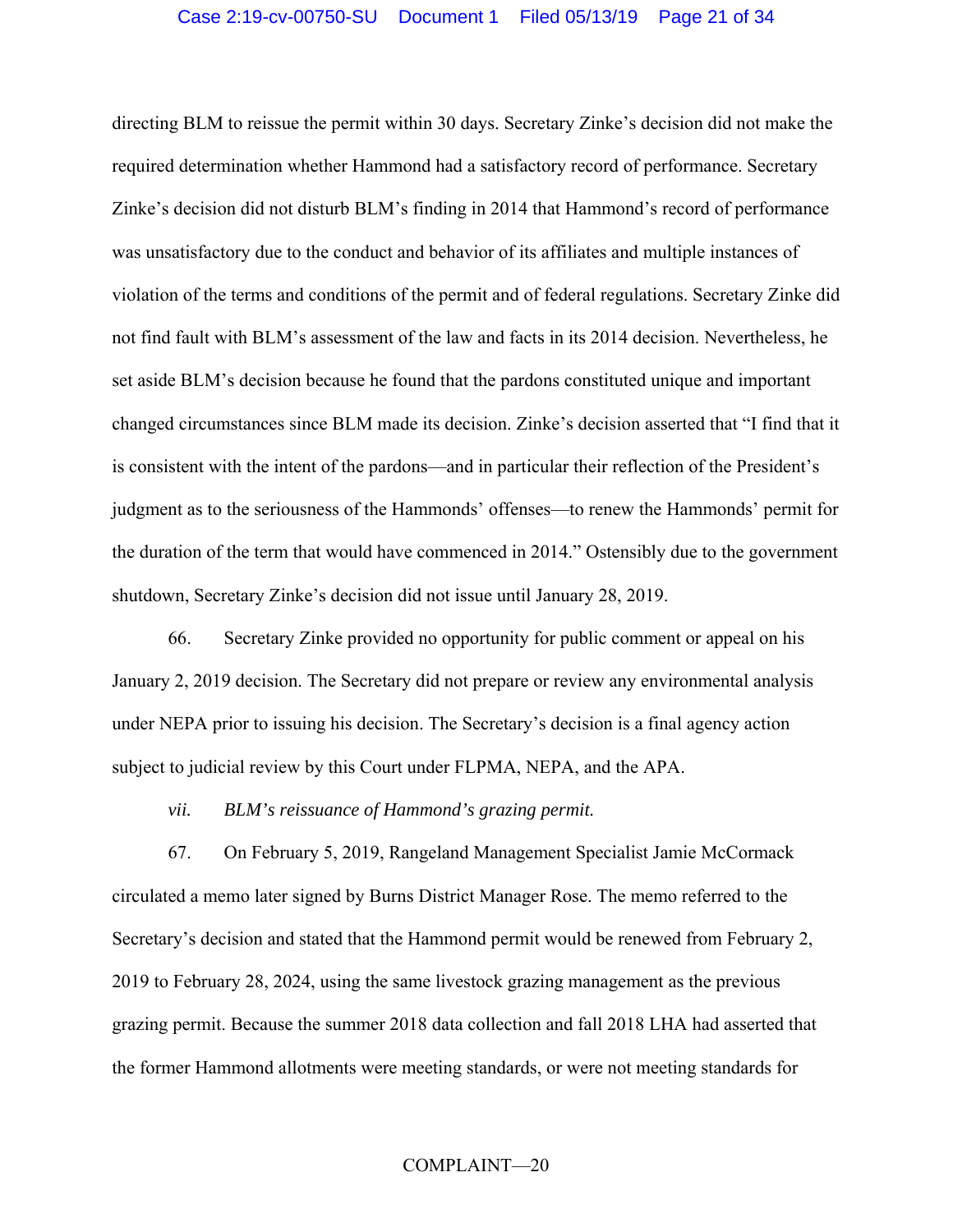directing BLM to reissue the permit within 30 days. Secretary Zinke's decision did not make the required determination whether Hammond had a satisfactory record of performance. Secretary Zinke's decision did not disturb BLM's finding in 2014 that Hammond's record of performance was unsatisfactory due to the conduct and behavior of its affiliates and multiple instances of violation of the terms and conditions of the permit and of federal regulations. Secretary Zinke did not find fault with BLM's assessment of the law and facts in its 2014 decision. Nevertheless, he set aside BLM's decision because he found that the pardons constituted unique and important changed circumstances since BLM made its decision. Zinke's decision asserted that "I find that it is consistent with the intent of the pardons—and in particular their reflection of the President's judgment as to the seriousness of the Hammonds' offenses—to renew the Hammonds' permit for the duration of the term that would have commenced in 2014." Ostensibly due to the government shutdown, Secretary Zinke's decision did not issue until January 28, 2019.

66. Secretary Zinke provided no opportunity for public comment or appeal on his January 2, 2019 decision. The Secretary did not prepare or review any environmental analysis under NEPA prior to issuing his decision. The Secretary's decision is a final agency action subject to judicial review by this Court under FLPMA, NEPA, and the APA.

*vii. BLM's reissuance of Hammond's grazing permit.*

67. On February 5, 2019, Rangeland Management Specialist Jamie McCormack circulated a memo later signed by Burns District Manager Rose. The memo referred to the Secretary's decision and stated that the Hammond permit would be renewed from February 2, 2019 to February 28, 2024, using the same livestock grazing management as the previous grazing permit. Because the summer 2018 data collection and fall 2018 LHA had asserted that the former Hammond allotments were meeting standards, or were not meeting standards for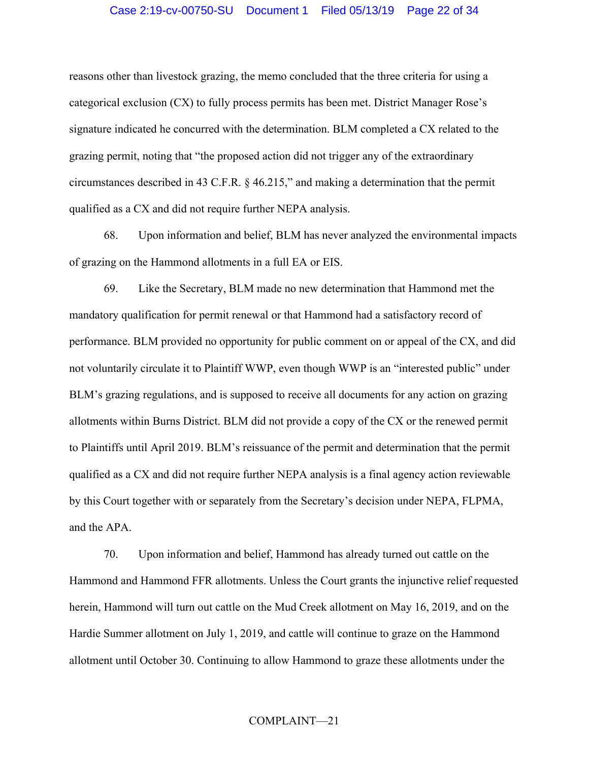reasons other than livestock grazing, the memo concluded that the three criteria for using a categorical exclusion (CX) to fully process permits has been met. District Manager Rose's signature indicated he concurred with the determination. BLM completed a CX related to the grazing permit, noting that "the proposed action did not trigger any of the extraordinary circumstances described in 43 C.F.R. § 46.215," and making a determination that the permit qualified as a CX and did not require further NEPA analysis.

68. Upon information and belief, BLM has never analyzed the environmental impacts of grazing on the Hammond allotments in a full EA or EIS.

69. Like the Secretary, BLM made no new determination that Hammond met the mandatory qualification for permit renewal or that Hammond had a satisfactory record of performance. BLM provided no opportunity for public comment on or appeal of the CX, and did not voluntarily circulate it to Plaintiff WWP, even though WWP is an "interested public" under BLM's grazing regulations, and is supposed to receive all documents for any action on grazing allotments within Burns District. BLM did not provide a copy of the CX or the renewed permit to Plaintiffs until April 2019. BLM's reissuance of the permit and determination that the permit qualified as a CX and did not require further NEPA analysis is a final agency action reviewable by this Court together with or separately from the Secretary's decision under NEPA, FLPMA, and the APA.

70. Upon information and belief, Hammond has already turned out cattle on the Hammond and Hammond FFR allotments. Unless the Court grants the injunctive relief requested herein, Hammond will turn out cattle on the Mud Creek allotment on May 16, 2019, and on the Hardie Summer allotment on July 1, 2019, and cattle will continue to graze on the Hammond allotment until October 30. Continuing to allow Hammond to graze these allotments under the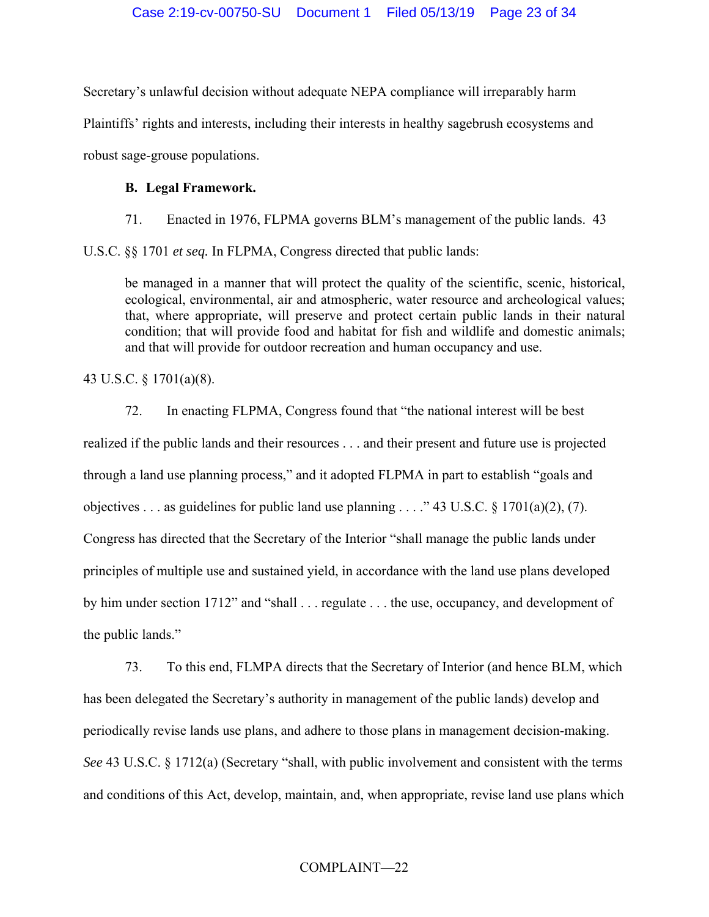Secretary's unlawful decision without adequate NEPA compliance will irreparably harm Plaintiffs' rights and interests, including their interests in healthy sagebrush ecosystems and robust sage-grouse populations.

**B. Legal Framework.**

71. Enacted in 1976, FLPMA governs BLM's management of the public lands. 43 U.S.C. §§ 1701 *et seq.* In FLPMA, Congress directed that public lands:

> be managed in a manner that will protect the quality of the scientific, scenic, historical, ecological, environmental, air and atmospheric, water resource and archeological values; that, where appropriate, will preserve and protect certain public lands in their natural condition; that will provide food and habitat for fish and wildlife and domestic animals; and that will provide for outdoor recreation and human occupancy and use.

43 U.S.C. § 1701(a)(8).

72. In enacting FLPMA, Congress found that "the national interest will be best realized if the public lands and their resources . . . and their present and future use is projected through a land use planning process," and it adopted FLPMA in part to establish "goals and objectives . . . as guidelines for public land use planning . . . ." 43 U.S.C. § 1701(a)(2), (7). Congress has directed that the Secretary of the Interior "shall manage the public lands under principles of multiple use and sustained yield, in accordance with the land use plans developed by him under section 1712" and "shall . . . regulate . . . the use, occupancy, and development of the public lands."

73. To this end, FLMPA directs that the Secretary of Interior (and hence BLM, which has been delegated the Secretary's authority in management of the public lands) develop and periodically revise lands use plans, and adhere to those plans in management decision-making. *See* 43 U.S.C. § 1712(a) (Secretary "shall, with public involvement and consistent with the terms and conditions of this Act, develop, maintain, and, when appropriate, revise land use plans which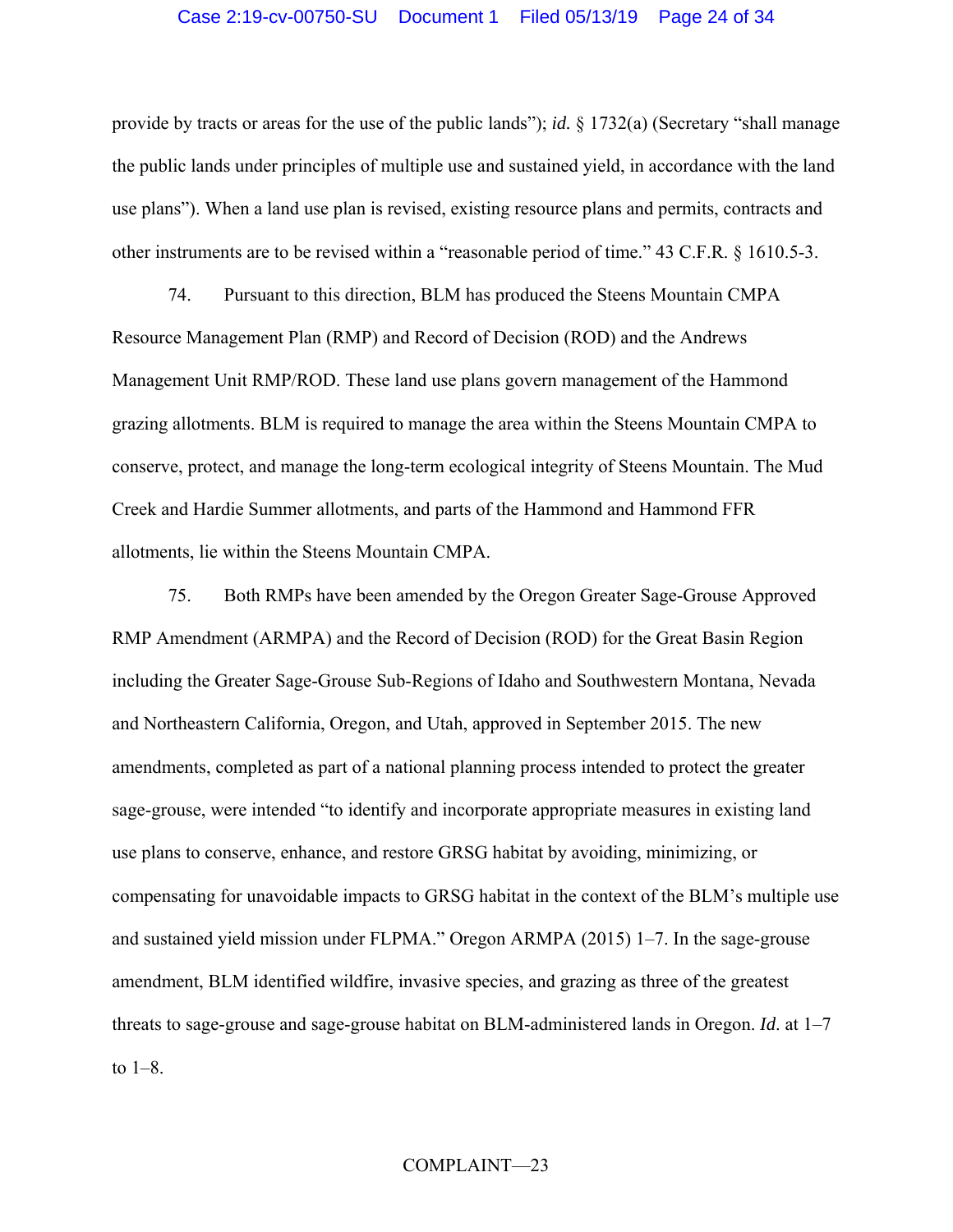provide by tracts or areas for the use of the public lands"); *id.* § 1732(a) (Secretary "shall manage the public lands under principles of multiple use and sustained yield, in accordance with the land use plans"). When a land use plan is revised, existing resource plans and permits, contracts and other instruments are to be revised within a "reasonable period of time." 43 C.F.R. § 1610.5-3.

74. Pursuant to this direction, BLM has produced the Steens Mountain CMPA Resource Management Plan (RMP) and Record of Decision (ROD) and the Andrews Management Unit RMP/ROD. These land use plans govern management of the Hammond grazing allotments. BLM is required to manage the area within the Steens Mountain CMPA to conserve, protect, and manage the long-term ecological integrity of Steens Mountain. The Mud Creek and Hardie Summer allotments, and parts of the Hammond and Hammond FFR allotments, lie within the Steens Mountain CMPA.

75. Both RMPs have been amended by the Oregon Greater Sage-Grouse Approved RMP Amendment (ARMPA) and the Record of Decision (ROD) for the Great Basin Region including the Greater Sage-Grouse Sub-Regions of Idaho and Southwestern Montana, Nevada and Northeastern California, Oregon, and Utah, approved in September 2015. The new amendments, completed as part of a national planning process intended to protect the greater sage-grouse, were intended "to identify and incorporate appropriate measures in existing land use plans to conserve, enhance, and restore GRSG habitat by avoiding, minimizing, or compensating for unavoidable impacts to GRSG habitat in the context of the BLM's multiple use and sustained yield mission under FLPMA." Oregon ARMPA (2015) 1–7. In the sage-grouse amendment, BLM identified wildfire, invasive species, and grazing as three of the greatest threats to sage-grouse and sage-grouse habitat on BLM-administered lands in Oregon. *Id.* at 1–7 to 1–8.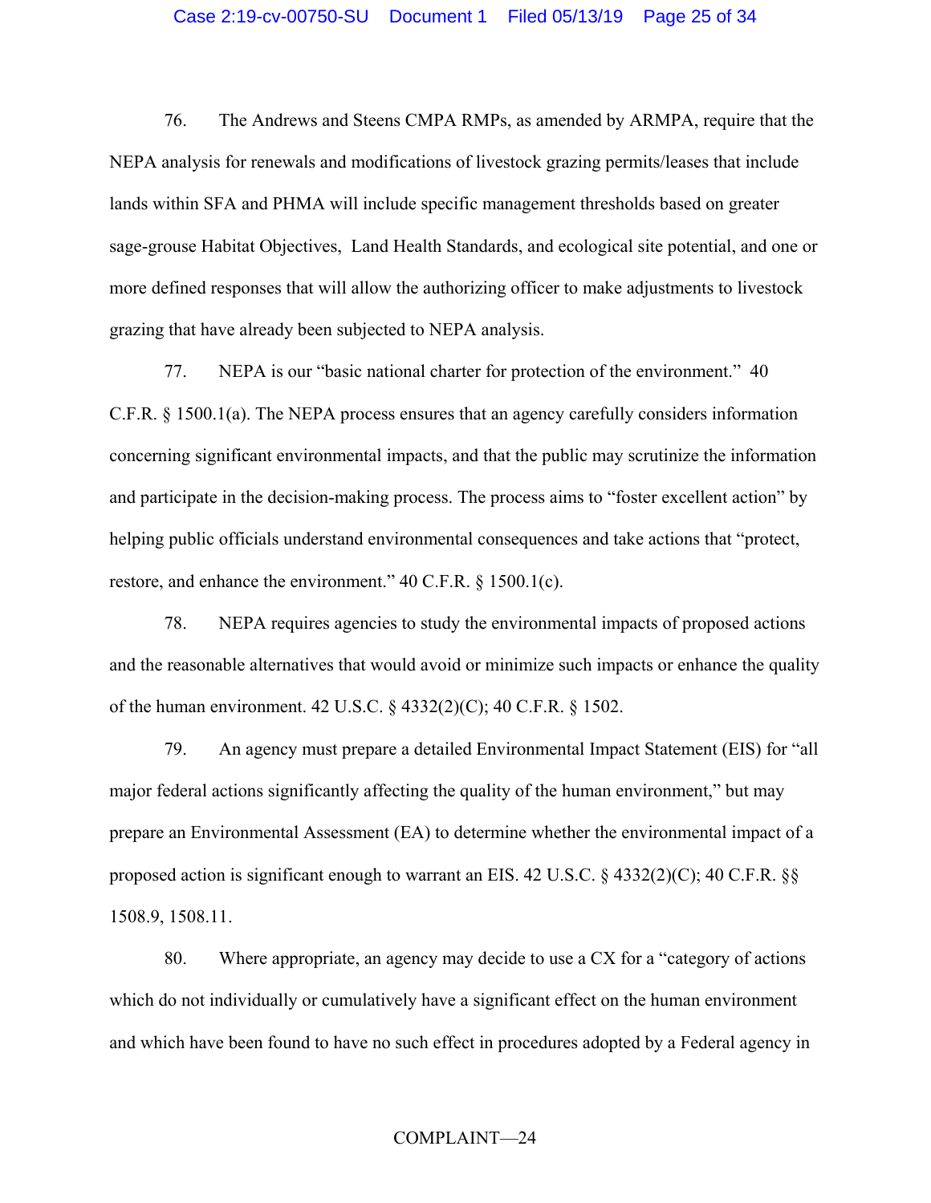76. The Andrews and Steens CMPA RMPs, as amended by ARMPA, require that the NEPA analysis for renewals and modifications of livestock grazing permits/leases that include lands within SFA and PHMA will include specific management thresholds based on greater sage-grouse Habitat Objectives, Land Health Standards, and ecological site potential, and one or more defined responses that will allow the authorizing officer to make adjustments to livestock grazing that have already been subjected to NEPA analysis.

77. NEPA is our "basic national charter for protection of the environment." 40 C.F.R. § 1500.1(a). The NEPA process ensures that an agency carefully considers information concerning significant environmental impacts, and that the public may scrutinize the information and participate in the decision-making process. The process aims to "foster excellent action" by helping public officials understand environmental consequences and take actions that "protect, restore, and enhance the environment." 40 C.F.R. § 1500.1(c).

78. NEPA requires agencies to study the environmental impacts of proposed actions and the reasonable alternatives that would avoid or minimize such impacts or enhance the quality of the human environment. 42 U.S.C. § 4332(2)(C); 40 C.F.R. § 1502.

79. An agency must prepare a detailed Environmental Impact Statement (EIS) for "all major federal actions significantly affecting the quality of the human environment," but may prepare an Environmental Assessment (EA) to determine whether the environmental impact of a proposed action is significant enough to warrant an EIS. 42 U.S.C. § 4332(2)(C); 40 C.F.R. §§ 1508.9, 1508.11.

80. Where appropriate, an agency may decide to use a CX for a "category of actions which do not individually or cumulatively have a significant effect on the human environment and which have been found to have no such effect in procedures adopted by a Federal agency in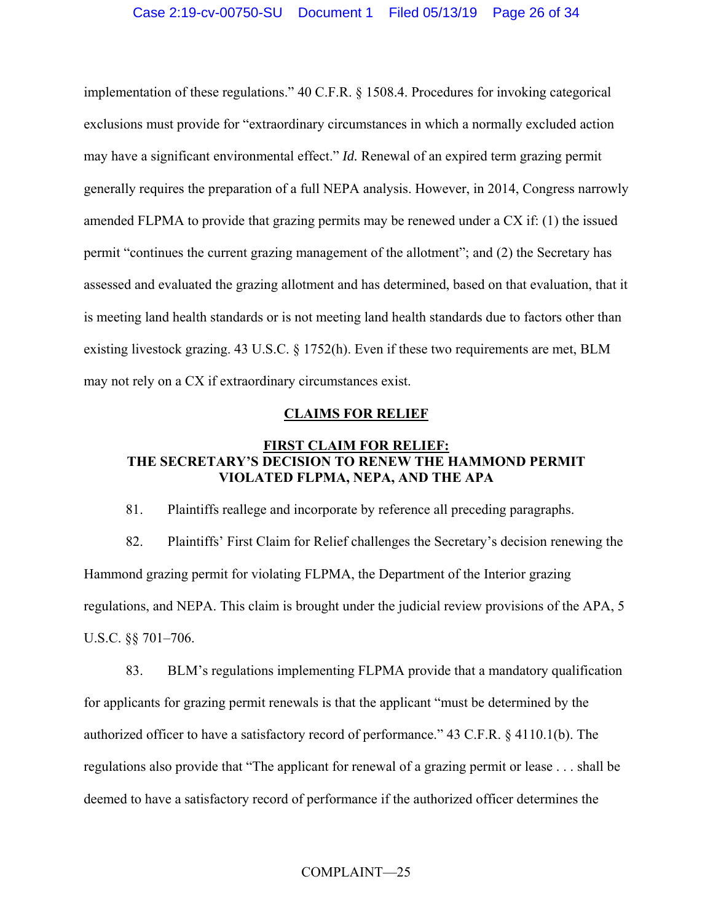implementation of these regulations." 40 C.F.R. § 1508.4. Procedures for invoking categorical exclusions must provide for "extraordinary circumstances in which a normally excluded action may have a significant environmental effect." *Id.* Renewal of an expired term grazing permit generally requires the preparation of a full NEPA analysis. However, in 2014, Congress narrowly amended FLPMA to provide that grazing permits may be renewed under a CX if: (1) the issued permit "continues the current grazing management of the allotment"; and (2) the Secretary has assessed and evaluated the grazing allotment and has determined, based on that evaluation, that it is meeting land health standards or is not meeting land health standards due to factors other than existing livestock grazing. 43 U.S.C. § 1752(h). Even if these two requirements are met, BLM may not rely on a CX if extraordinary circumstances exist.

## CLAIMS FOR RELIEF

### FIRST CLAIM FOR RELIEF: THE SECRETARY'S DECISION TO RENEW THE HAMMOND PERMIT VIOLATED FLPMA, NEPA, AND THE APA

81. Plaintiffs reallege and incorporate by reference all preceding paragraphs.

82. Plaintiffs' First Claim for Relief challenges the Secretary's decision renewing the Hammond grazing permit for violating FLPMA, the Department of the Interior grazing regulations, and NEPA. This claim is brought under the judicial review provisions of the APA, 5 U.S.C. §§ 701–706.

83. BLM's regulations implementing FLPMA provide that a mandatory qualification for applicants for grazing permit renewals is that the applicant "must be determined by the authorized officer to have a satisfactory record of performance." 43 C.F.R. § 4110.1(b). The regulations also provide that "The applicant for renewal of a grazing permit or lease . . . shall be deemed to have a satisfactory record of performance if the authorized officer determines the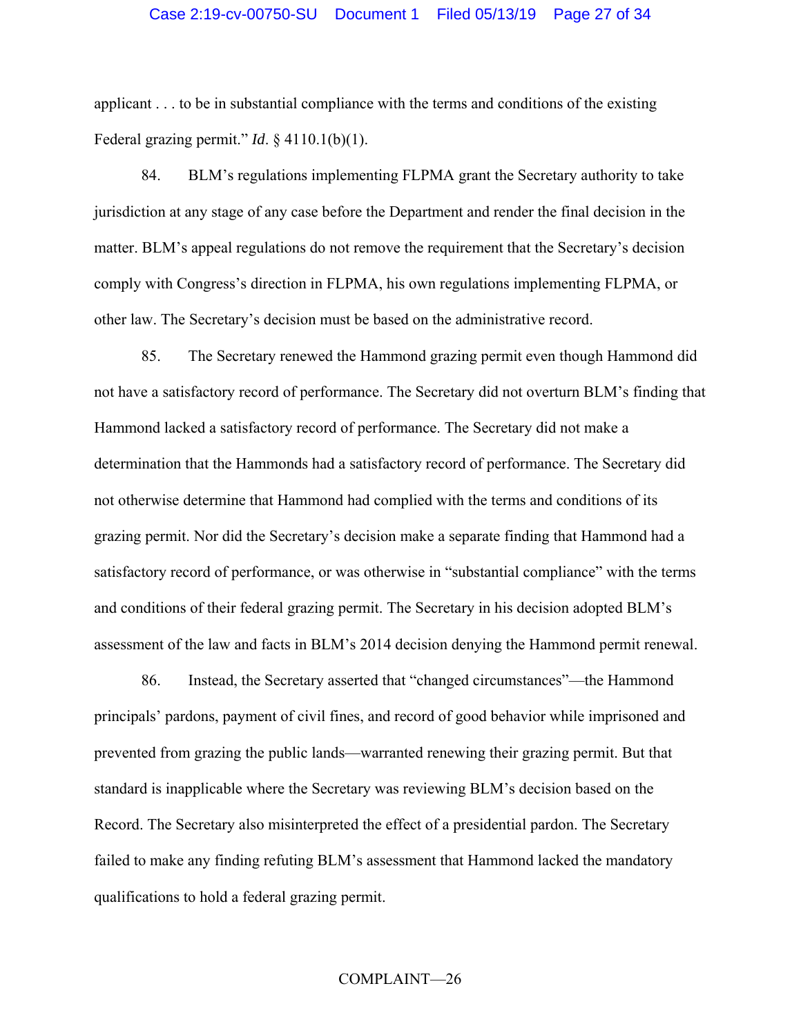applicant . . . to be in substantial compliance with the terms and conditions of the existing Federal grazing permit." *Id*. § 4110.1(b)(1).

84. BLM's regulations implementing FLPMA grant the Secretary authority to take jurisdiction at any stage of any case before the Department and render the final decision in the matter. BLM's appeal regulations do not remove the requirement that the Secretary's decision comply with Congress's direction in FLPMA, his own regulations implementing FLPMA, or other law. The Secretary's decision must be based on the administrative record.

85. The Secretary renewed the Hammond grazing permit even though Hammond did not have a satisfactory record of performance. The Secretary did not overturn BLM's finding that Hammond lacked a satisfactory record of performance. The Secretary did not make a determination that the Hammonds had a satisfactory record of performance. The Secretary did not otherwise determine that Hammond had complied with the terms and conditions of its grazing permit. Nor did the Secretary's decision make a separate finding that Hammond had a satisfactory record of performance, or was otherwise in "substantial compliance" with the terms and conditions of their federal grazing permit. The Secretary in his decision adopted BLM's assessment of the law and facts in BLM's 2014 decision denying the Hammond permit renewal.

86. Instead, the Secretary asserted that "changed circumstances"—the Hammond principals' pardons, payment of civil fines, and record of good behavior while imprisoned and prevented from grazing the public lands—warranted renewing their grazing permit. But that standard is inapplicable where the Secretary was reviewing BLM's decision based on the Record. The Secretary also misinterpreted the effect of a presidential pardon. The Secretary failed to make any finding refuting BLM's assessment that Hammond lacked the mandatory qualifications to hold a federal grazing permit.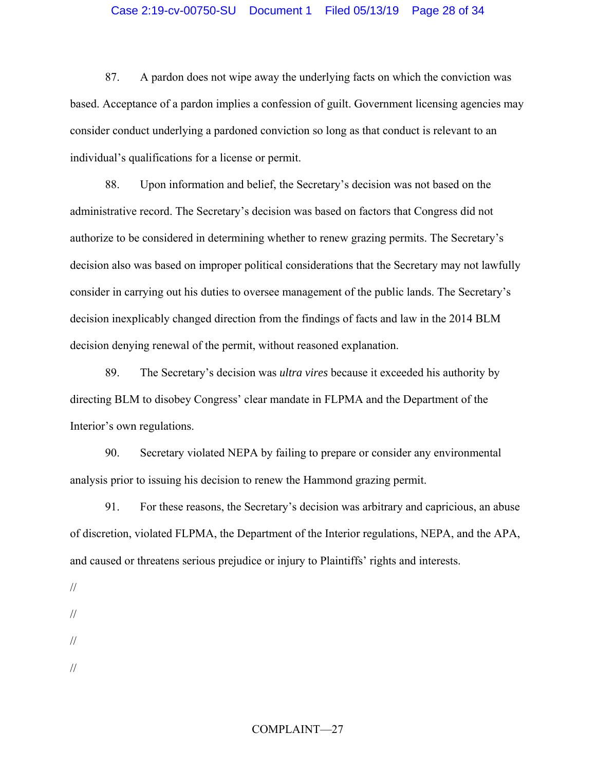87. A pardon does not wipe away the underlying facts on which the conviction was based. Acceptance of a pardon implies a confession of guilt. Government licensing agencies may consider conduct underlying a pardoned conviction so long as that conduct is relevant to an individual's qualifications for a license or permit.

88. Upon information and belief, the Secretary's decision was not based on the administrative record. The Secretary's decision was based on factors that Congress did not authorize to be considered in determining whether to renew grazing permits. The Secretary's decision also was based on improper political considerations that the Secretary may not lawfully consider in carrying out his duties to oversee management of the public lands. The Secretary's decision inexplicably changed direction from the findings of facts and law in the 2014 BLM decision denying renewal of the permit, without reasoned explanation.

89. The Secretary's decision was *ultra vires* because it exceeded his authority by directing BLM to disobey Congress' clear mandate in FLPMA and the Department of the Interior's own regulations.

90. Secretary violated NEPA by failing to prepare or consider any environmental analysis prior to issuing his decision to renew the Hammond grazing permit.

91. For these reasons, the Secretary's decision was arbitrary and capricious, an abuse of discretion, violated FLPMA, the Department of the Interior regulations, NEPA, and the APA, and caused or threatens serious prejudice or injury to Plaintiffs' rights and interests.

//

//

//

//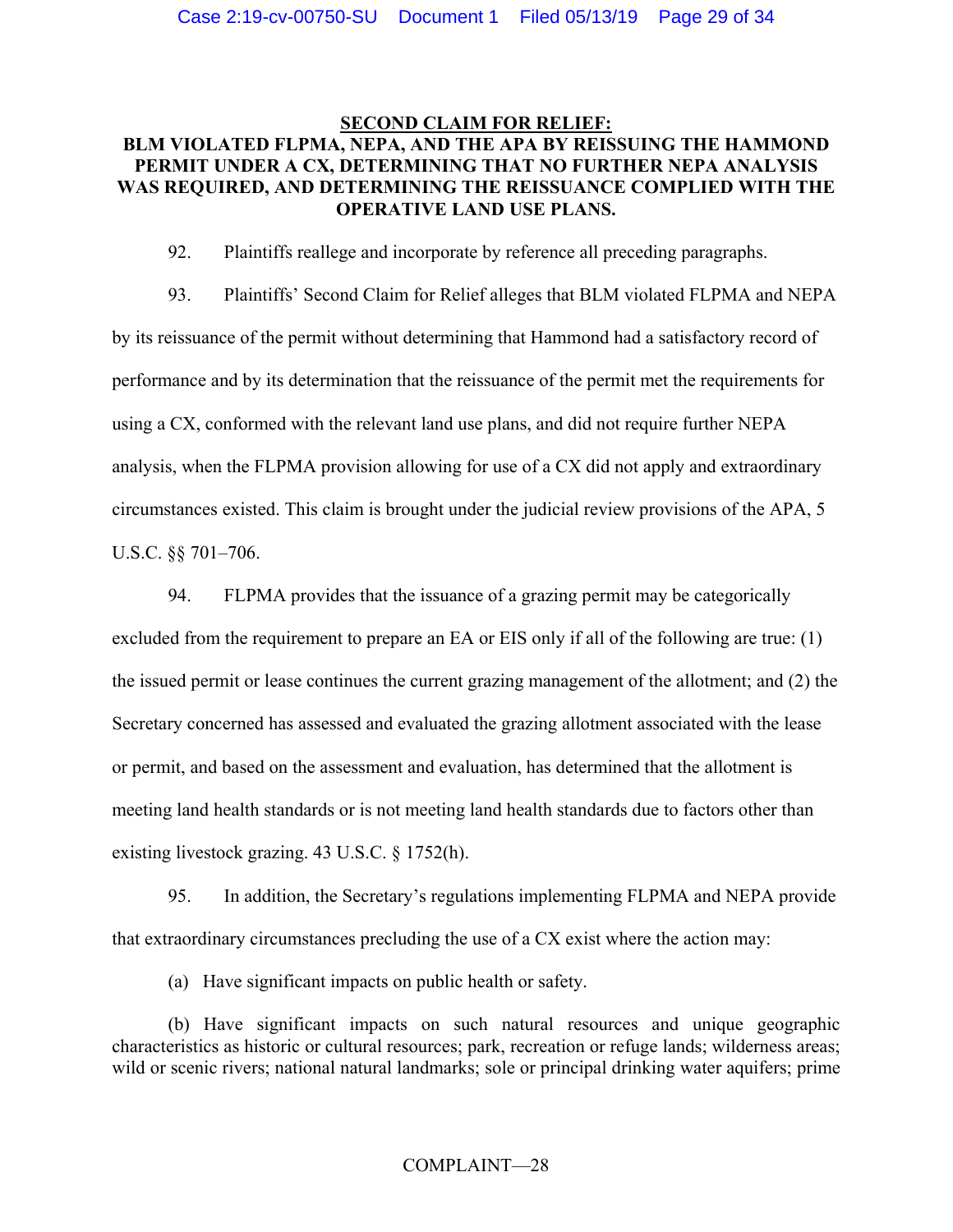## SECOND CLAIM FOR RELIEF:

## BLM VIOLATED FLPMA, NEPA, AND THE APA BY REISSUING THE HAMMOND PERMIT UNDER A CX, DETERMINING THAT NO FURTHER NEPA ANALYSIS WAS REQUIRED, AND DETERMINING THE REISSUANCE COMPLIED WITH THE OPERATIVE LAND USE PLANS.

92. Plaintiffs reallege and incorporate by reference all preceding paragraphs.

93. Plaintiffs' Second Claim for Relief alleges that BLM violated FLPMA and NEPA by its reissuance of the permit without determining that Hammond had a satisfactory record of performance and by its determination that the reissuance of the permit met the requirements for using a CX, conformed with the relevant land use plans, and did not require further NEPA analysis, when the FLPMA provision allowing for use of a CX did not apply and extraordinary circumstances existed. This claim is brought under the judicial review provisions of the APA, 5 U.S.C. §§ 701–706.

94. FLPMA provides that the issuance of a grazing permit may be categorically excluded from the requirement to prepare an EA or EIS only if all of the following are true: (1) the issued permit or lease continues the current grazing management of the allotment; and (2) the Secretary concerned has assessed and evaluated the grazing allotment associated with the lease or permit, and based on the assessment and evaluation, has determined that the allotment is meeting land health standards or is not meeting land health standards due to factors other than existing livestock grazing. 43 U.S.C. § 1752(h).

95. In addition, the Secretary's regulations implementing FLPMA and NEPA provide that extraordinary circumstances precluding the use of a CX exist where the action may:

(a) Have significant impacts on public health or safety.

(b) Have significant impacts on such natural resources and unique geographic characteristics as historic or cultural resources; park, recreation or refuge lands; wilderness areas; wild or scenic rivers; national natural landmarks; sole or principal drinking water aquifers; prime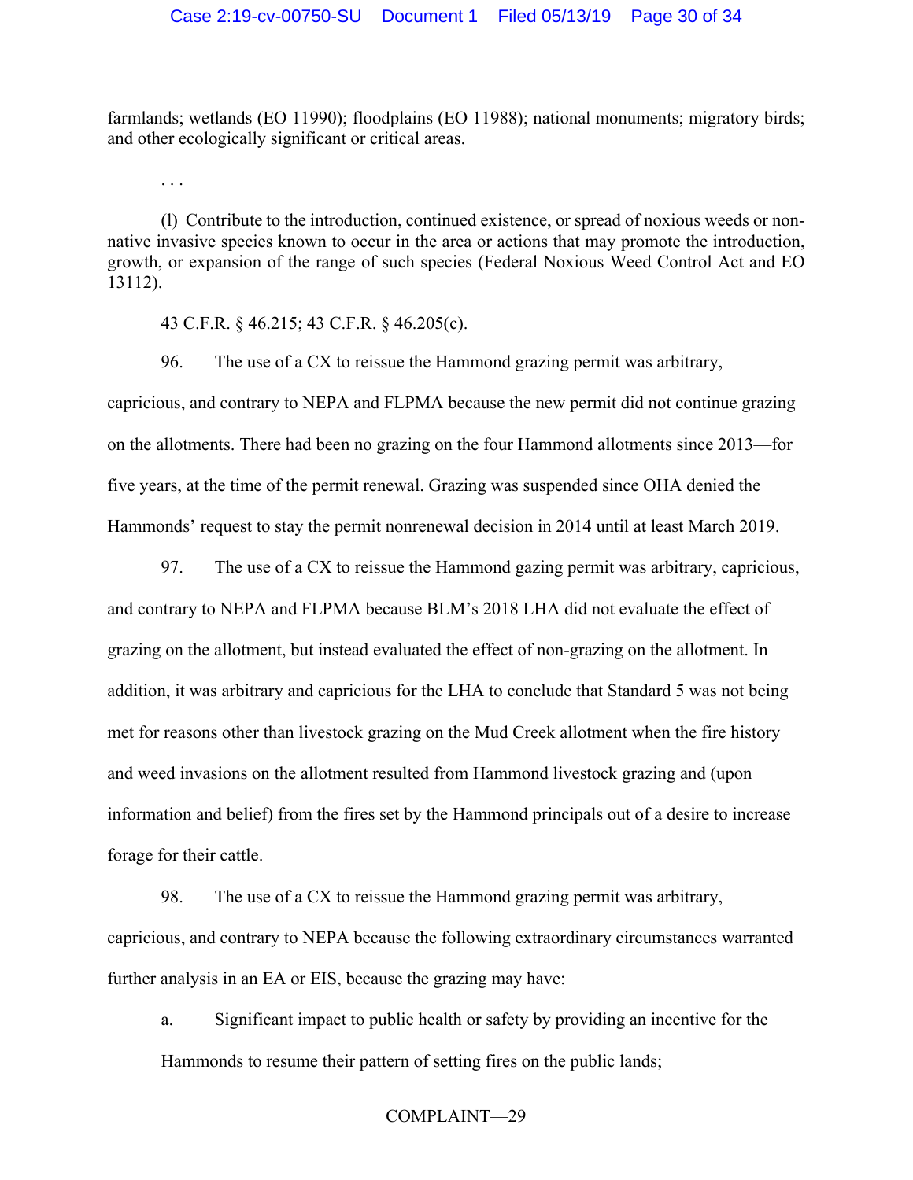farmlands; wetlands (EO 11990); floodplains (EO 11988); national monuments; migratory birds; and other ecologically significant or critical areas.

. . .

(l) Contribute to the introduction, continued existence, or spread of noxious weeds or non-native invasive species known to occur in the area or actions that may promote the introduction, growth, or expansion of the range of such species (Federal Noxious Weed Control Act and EO 13112).

43 C.F.R. § 46.215; 43 C.F.R. § 46.205(c).

96. The use of a CX to reissue the Hammond grazing permit was arbitrary, capricious, and contrary to NEPA and FLPMA because the new permit did not continue grazing on the allotments. There had been no grazing on the four Hammond allotments since 2013—for five years, at the time of the permit renewal. Grazing was suspended since OHA denied the Hammonds' request to stay the permit nonrenewal decision in 2014 until at least March 2019.

97. The use of a CX to reissue the Hammond gazing permit was arbitrary, capricious, and contrary to NEPA and FLPMA because BLM's 2018 LHA did not evaluate the effect of grazing on the allotment, but instead evaluated the effect of non-grazing on the allotment. In addition, it was arbitrary and capricious for the LHA to conclude that Standard 5 was not being met for reasons other than livestock grazing on the Mud Creek allotment when the fire history and weed invasions on the allotment resulted from Hammond livestock grazing and (upon information and belief) from the fires set by the Hammond principals out of a desire to increase forage for their cattle.

98. The use of a CX to reissue the Hammond grazing permit was arbitrary, capricious, and contrary to NEPA because the following extraordinary circumstances warranted further analysis in an EA or EIS, because the grazing may have:

a. Significant impact to public health or safety by providing an incentive for the Hammonds to resume their pattern of setting fires on the public lands;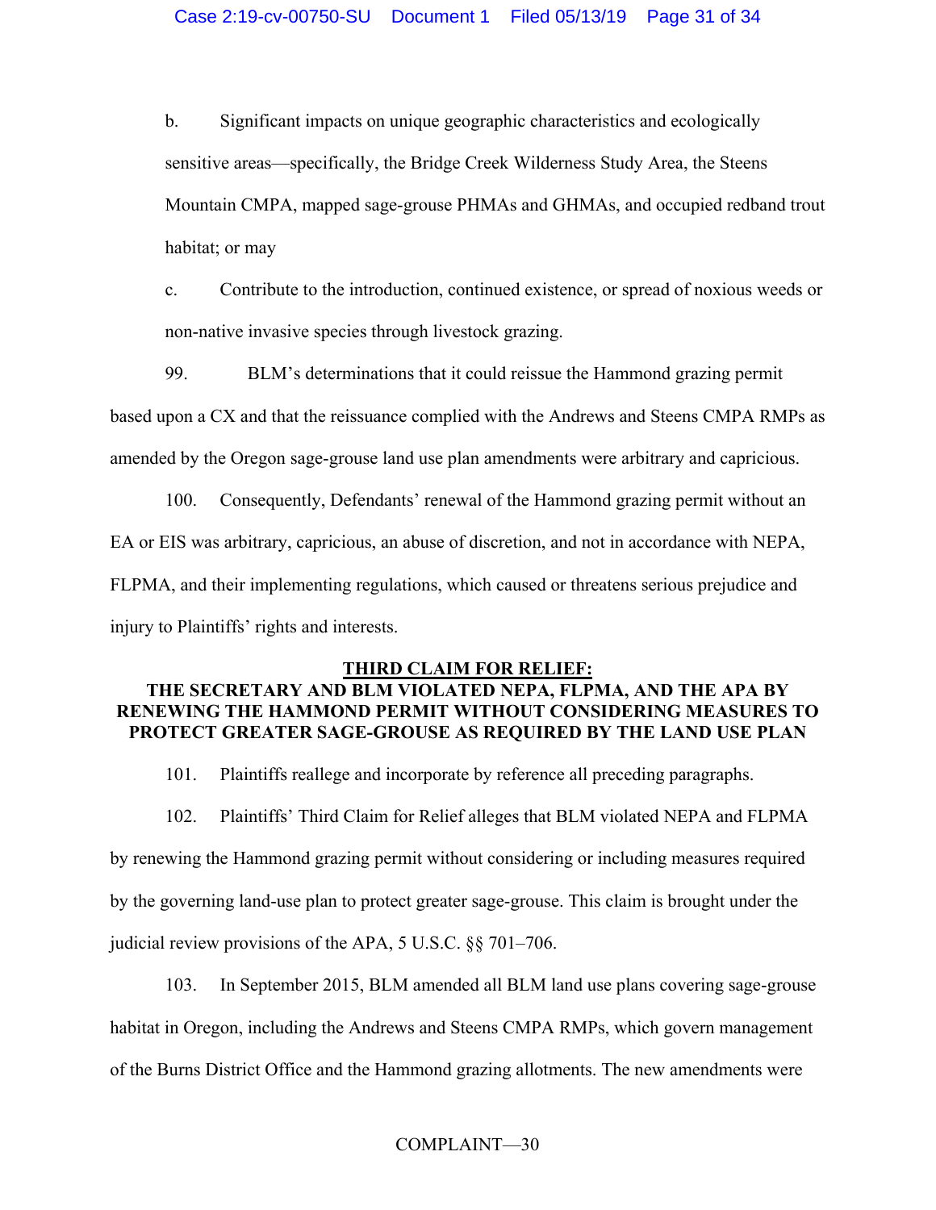b. Significant impacts on unique geographic characteristics and ecologically sensitive areas—specifically, the Bridge Creek Wilderness Study Area, the Steens Mountain CMPA, mapped sage-grouse PHMAs and GHMAs, and occupied redband trout habitat; or may

c. Contribute to the introduction, continued existence, or spread of noxious weeds or non-native invasive species through livestock grazing.

99. BLM's determinations that it could reissue the Hammond grazing permit based upon a CX and that the reissuance complied with the Andrews and Steens CMPA RMPs as amended by the Oregon sage-grouse land use plan amendments were arbitrary and capricious.

100. Consequently, Defendants' renewal of the Hammond grazing permit without an EA or EIS was arbitrary, capricious, an abuse of discretion, and not in accordance with NEPA, FLPMA, and their implementing regulations, which caused or threatens serious prejudice and injury to Plaintiffs' rights and interests.

## THIRD CLAIM FOR RELIEF: THE SECRETARY AND BLM VIOLATED NEPA, FLPMA, AND THE APA BY RENEWING THE HAMMOND PERMIT WITHOUT CONSIDERING MEASURES TO PROTECT GREATER SAGE-GROUSE AS REQUIRED BY THE LAND USE PLAN

101. Plaintiffs reallege and incorporate by reference all preceding paragraphs.

102. Plaintiffs' Third Claim for Relief alleges that BLM violated NEPA and FLPMA by renewing the Hammond grazing permit without considering or including measures required by the governing land-use plan to protect greater sage-grouse. This claim is brought under the judicial review provisions of the APA, 5 U.S.C. §§ 701–706.

103. In September 2015, BLM amended all BLM land use plans covering sage-grouse habitat in Oregon, including the Andrews and Steens CMPA RMPs, which govern management of the Burns District Office and the Hammond grazing allotments. The new amendments were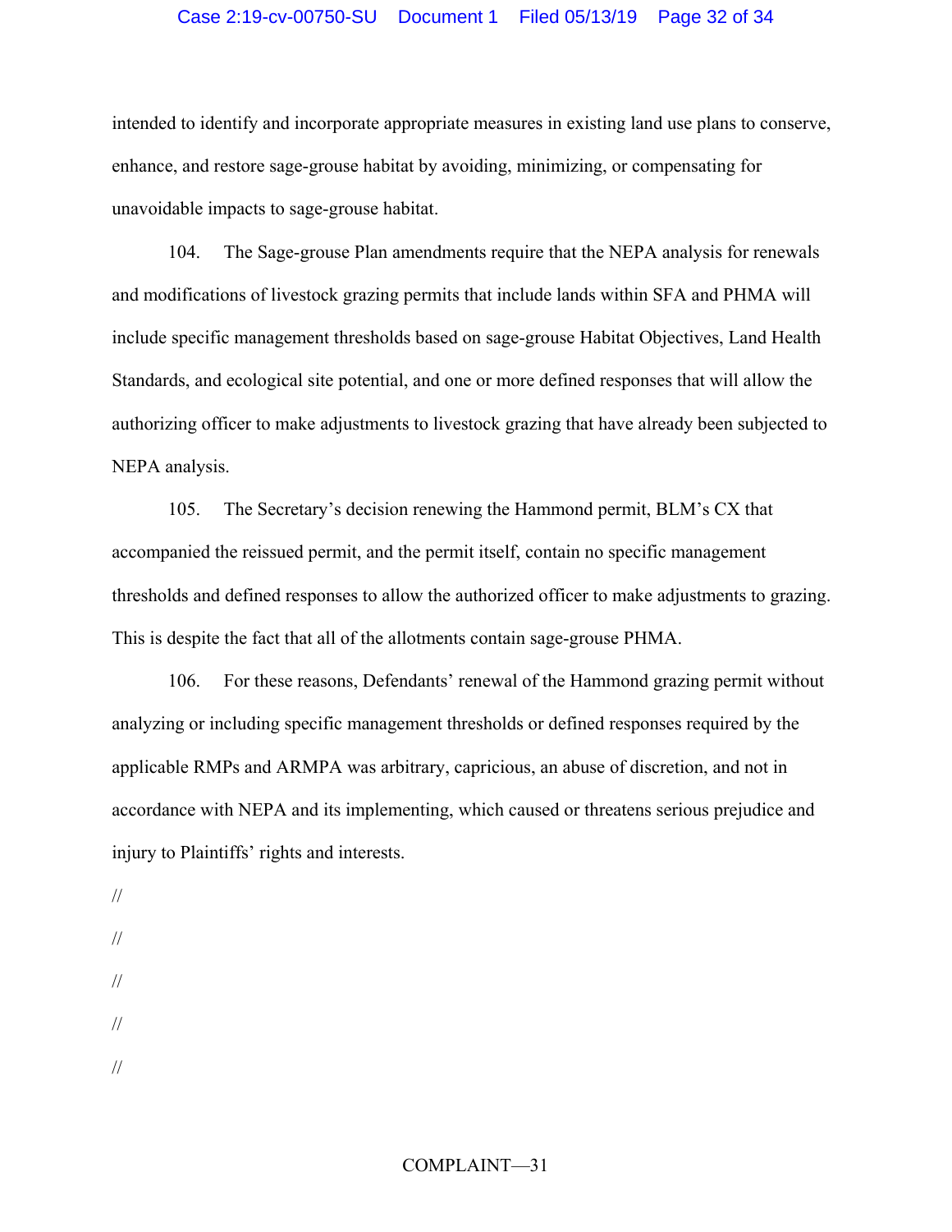intended to identify and incorporate appropriate measures in existing land use plans to conserve, enhance, and restore sage-grouse habitat by avoiding, minimizing, or compensating for unavoidable impacts to sage-grouse habitat.

104. The Sage-grouse Plan amendments require that the NEPA analysis for renewals and modifications of livestock grazing permits that include lands within SFA and PHMA will include specific management thresholds based on sage-grouse Habitat Objectives, Land Health Standards, and ecological site potential, and one or more defined responses that will allow the authorizing officer to make adjustments to livestock grazing that have already been subjected to NEPA analysis.

105. The Secretary's decision renewing the Hammond permit, BLM's CX that accompanied the reissued permit, and the permit itself, contain no specific management thresholds and defined responses to allow the authorized officer to make adjustments to grazing. This is despite the fact that all of the allotments contain sage-grouse PHMA.

106. For these reasons, Defendants' renewal of the Hammond grazing permit without analyzing or including specific management thresholds or defined responses required by the applicable RMPs and ARMPA was arbitrary, capricious, an abuse of discretion, and not in accordance with NEPA and its implementing, which caused or threatens serious prejudice and injury to Plaintiffs' rights and interests.

//

//

//

//

//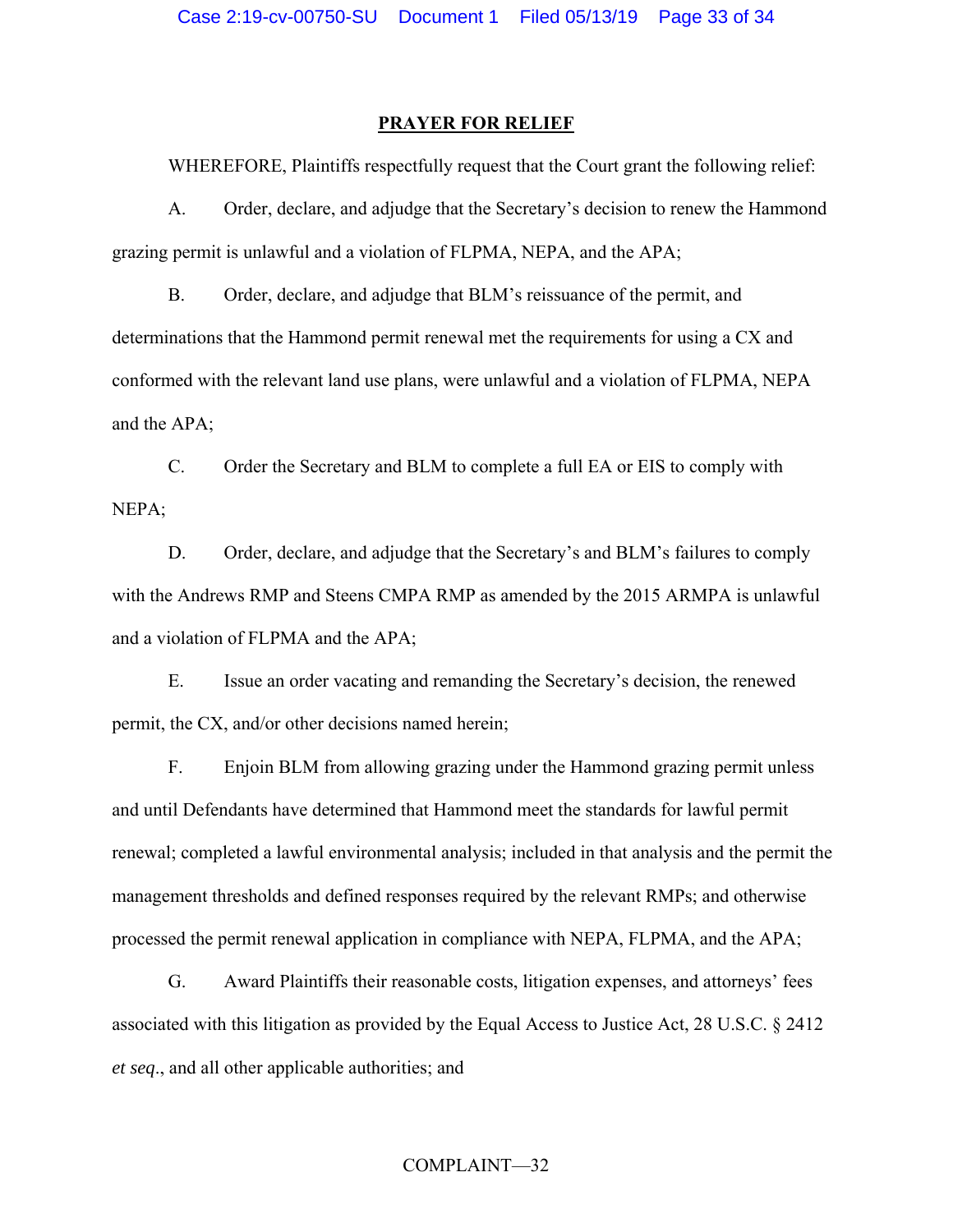## PRAYER FOR RELIEF

WHEREFORE, Plaintiffs respectfully request that the Court grant the following relief:

A. Order, declare, and adjudge that the Secretary's decision to renew the Hammond grazing permit is unlawful and a violation of FLPMA, NEPA, and the APA;

B. Order, declare, and adjudge that BLM's reissuance of the permit, and determinations that the Hammond permit renewal met the requirements for using a CX and conformed with the relevant land use plans, were unlawful and a violation of FLPMA, NEPA and the APA;

C. Order the Secretary and BLM to complete a full EA or EIS to comply with NEPA;

D. Order, declare, and adjudge that the Secretary's and BLM's failures to comply with the Andrews RMP and Steens CMPA RMP as amended by the 2015 ARMPA is unlawful and a violation of FLPMA and the APA;

E. Issue an order vacating and remanding the Secretary's decision, the renewed permit, the CX, and/or other decisions named herein;

F. Enjoin BLM from allowing grazing under the Hammond grazing permit unless and until Defendants have determined that Hammond meet the standards for lawful permit renewal; completed a lawful environmental analysis; included in that analysis and the permit the management thresholds and defined responses required by the relevant RMPs; and otherwise processed the permit renewal application in compliance with NEPA, FLPMA, and the APA;

G. Award Plaintiffs their reasonable costs, litigation expenses, and attorneys' fees associated with this litigation as provided by the Equal Access to Justice Act, 28 U.S.C. § 2412 *et seq*., and all other applicable authorities; and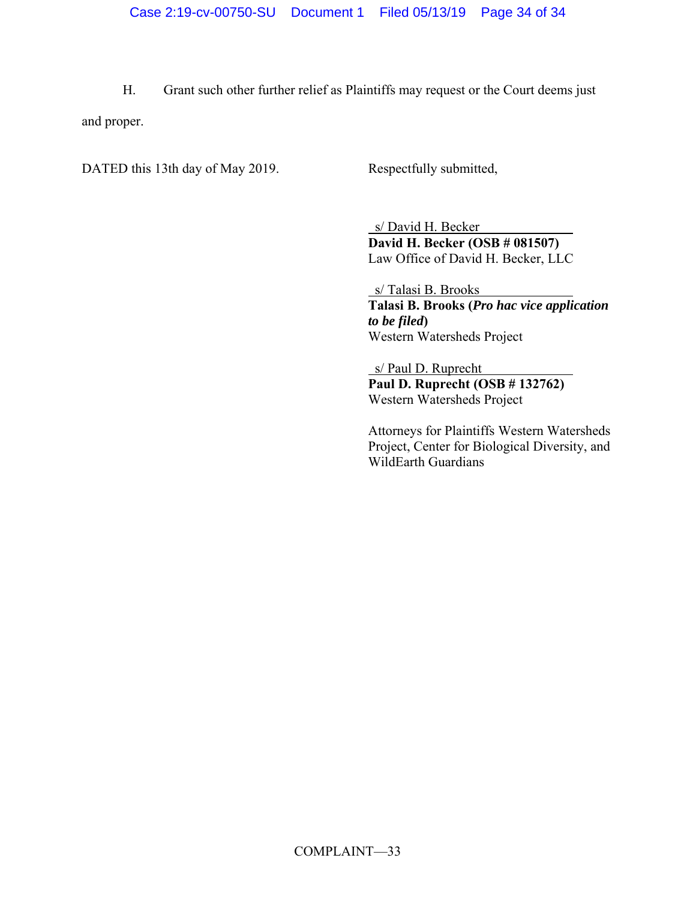H. Grant such other further relief as Plaintiffs may request or the Court deems just and proper.

DATED this 13th day of May 2019.

Respectfully submitted,

s/ David H. Becker
**David H. Becker (OSB # 081507)**
Law Office of David H. Becker, LLC

s/ Talasi B. Brooks
**Talasi B. Brooks (*Pro hac vice application to be filed*)**
Western Watersheds Project

s/ Paul D. Ruprecht
**Paul D. Ruprecht (OSB # 132762)**
Western Watersheds Project

Attorneys for Plaintiffs Western Watersheds Project, Center for Biological Diversity, and WildEarth Guardians

COMPLAINT—33